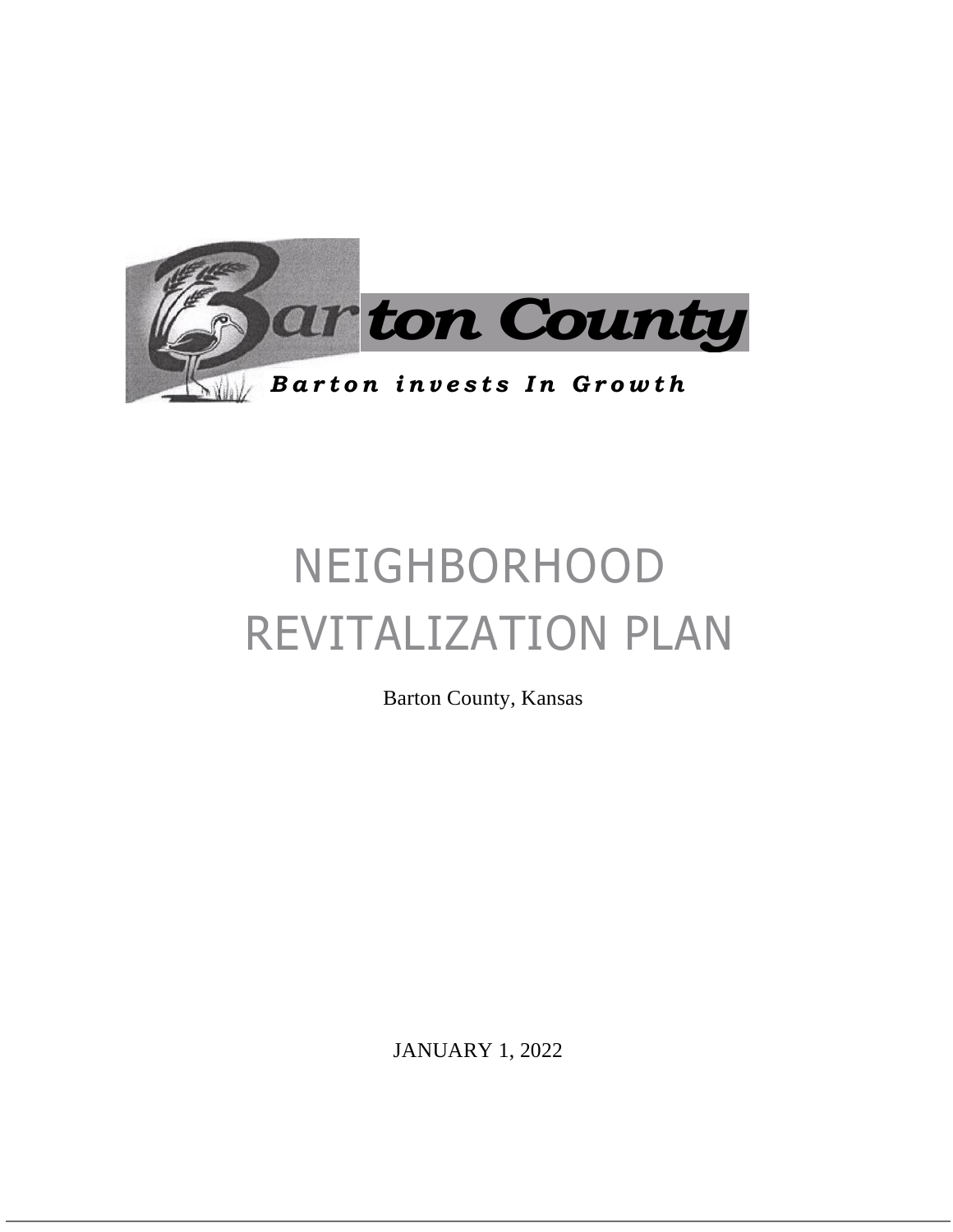Barton County

*Barton invests In Growth*

# NEIGHBORHOOD REVITALIZATION PLAN

Barton County, Kansas

JANUARY 1, 2022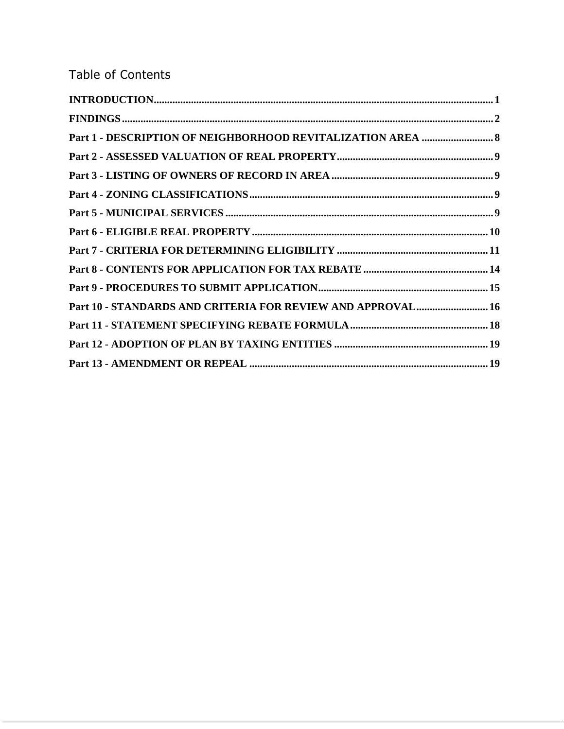# Table of Contents

**INTRODUCTION** .......... 1

**FINDINGS** .......... 2

**Part 1 - DESCRIPTION OF NEIGHBORHOOD REVITALIZATION AREA** .......... 8

**Part 2 - ASSESSED VALUATION OF REAL PROPERTY** .......... 9

**Part 3 - LISTING OF OWNERS OF RECORD IN AREA** .......... 9

**Part 4 - ZONING CLASSIFICATIONS** .......... 9

**Part 5 - MUNICIPAL SERVICES** .......... 9

**Part 6 - ELIGIBLE REAL PROPERTY** .......... 10

**Part 7 - CRITERIA FOR DETERMINING ELIGIBILITY** .......... 11

**Part 8 - CONTENTS FOR APPLICATION FOR TAX REBATE** .......... 14

**Part 9 - PROCEDURES TO SUBMIT APPLICATION** .......... 15

**Part 10 - STANDARDS AND CRITERIA FOR REVIEW AND APPROVAL** .......... 16

**Part 11 - STATEMENT SPECIFYING REBATE FORMULA** .......... 18

**Part 12 - ADOPTION OF PLAN BY TAXING ENTITIES** .......... 19

**Part 13 - AMENDMENT OR REPEAL** .......... 19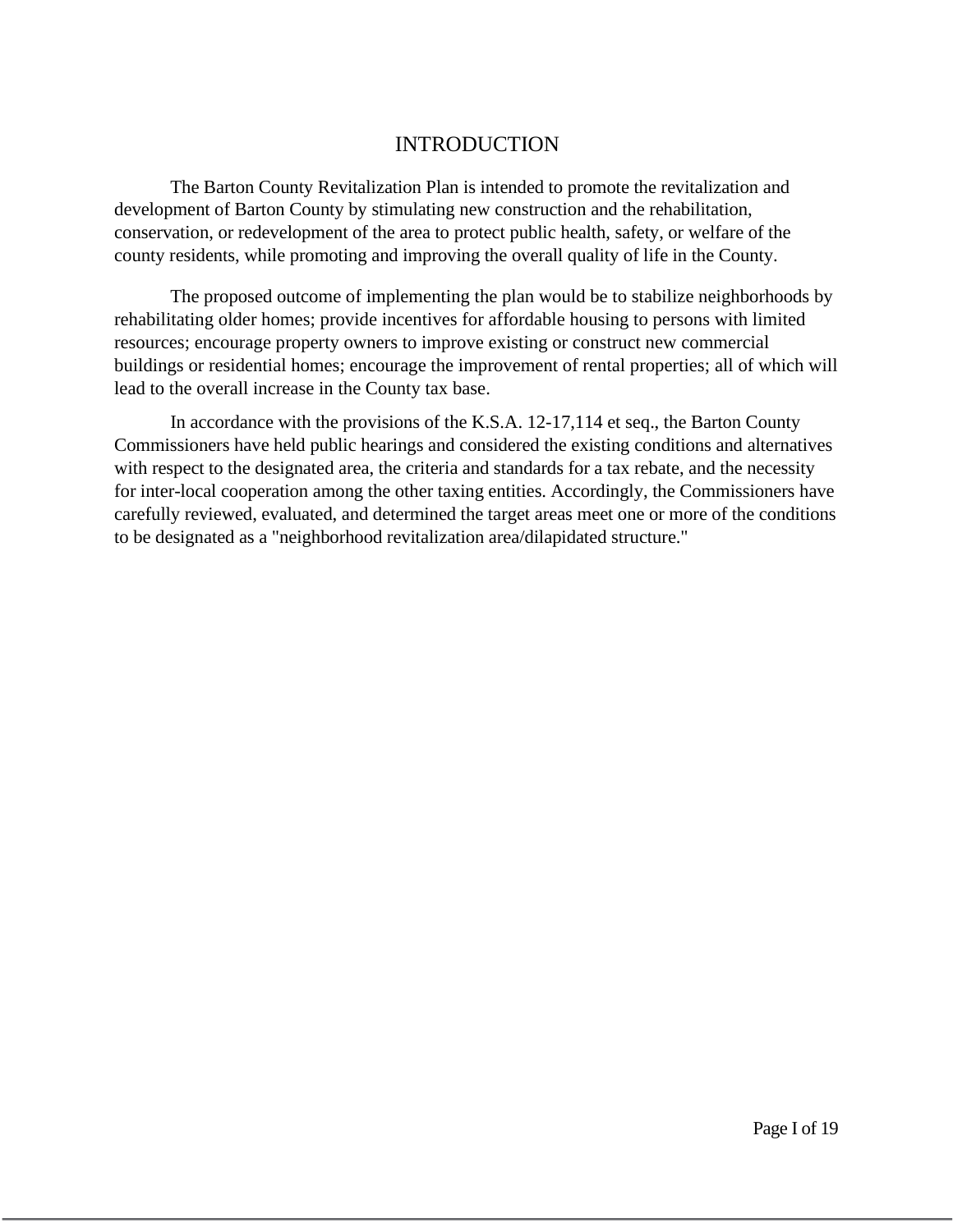# INTRODUCTION

The Barton County Revitalization Plan is intended to promote the revitalization and development of Barton County by stimulating new construction and the rehabilitation, conservation, or redevelopment of the area to protect public health, safety, or welfare of the county residents, while promoting and improving the overall quality of life in the County.

The proposed outcome of implementing the plan would be to stabilize neighborhoods by rehabilitating older homes; provide incentives for affordable housing to persons with limited resources; encourage property owners to improve existing or construct new commercial buildings or residential homes; encourage the improvement of rental properties; all of which will lead to the overall increase in the County tax base.

In accordance with the provisions of the K.S.A. 12-17,114 et seq., the Barton County Commissioners have held public hearings and considered the existing conditions and alternatives with respect to the designated area, the criteria and standards for a tax rebate, and the necessity for inter-local cooperation among the other taxing entities. Accordingly, the Commissioners have carefully reviewed, evaluated, and determined the target areas meet one or more of the conditions to be designated as a "neighborhood revitalization area/dilapidated structure."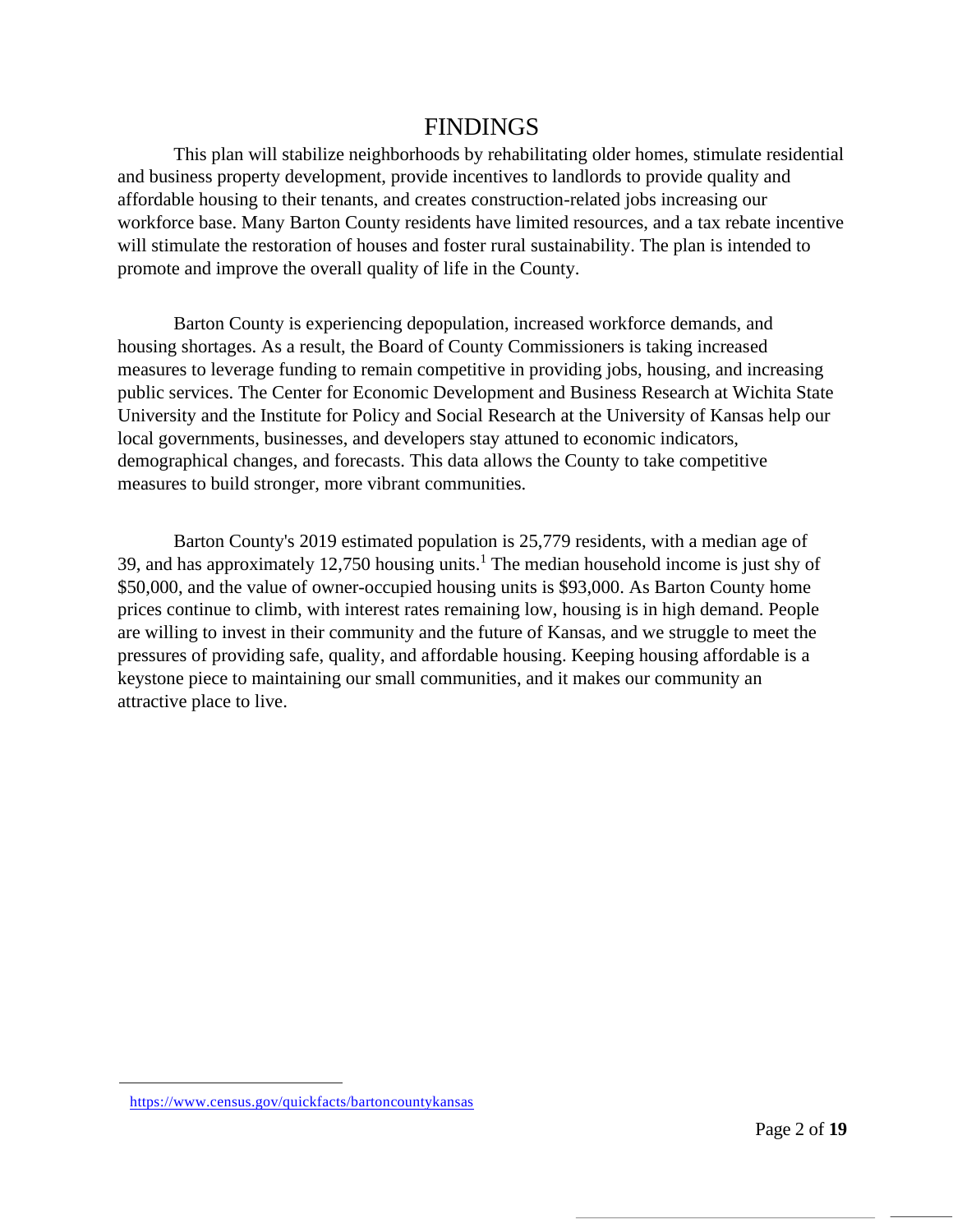# FINDINGS

This plan will stabilize neighborhoods by rehabilitating older homes, stimulate residential and business property development, provide incentives to landlords to provide quality and affordable housing to their tenants, and creates construction-related jobs increasing our workforce base. Many Barton County residents have limited resources, and a tax rebate incentive will stimulate the restoration of houses and foster rural sustainability. The plan is intended to promote and improve the overall quality of life in the County.

Barton County is experiencing depopulation, increased workforce demands, and housing shortages. As a result, the Board of County Commissioners is taking increased measures to leverage funding to remain competitive in providing jobs, housing, and increasing public services. The Center for Economic Development and Business Research at Wichita State University and the Institute for Policy and Social Research at the University of Kansas help our local governments, businesses, and developers stay attuned to economic indicators, demographical changes, and forecasts. This data allows the County to take competitive measures to build stronger, more vibrant communities.

Barton County's 2019 estimated population is 25,779 residents, with a median age of 39, and has approximately 12,750 housing units.[1] The median household income is just shy of $50,000, and the value of owner-occupied housing units is $93,000. As Barton County home prices continue to climb, with interest rates remaining low, housing is in high demand. People are willing to invest in their community and the future of Kansas, and we struggle to meet the pressures of providing safe, quality, and affordable housing. Keeping housing affordable is a keystone piece to maintaining our small communities, and it makes our community an attractive place to live.

---

[1] https://www.census.gov/quickfacts/bartoncountykansas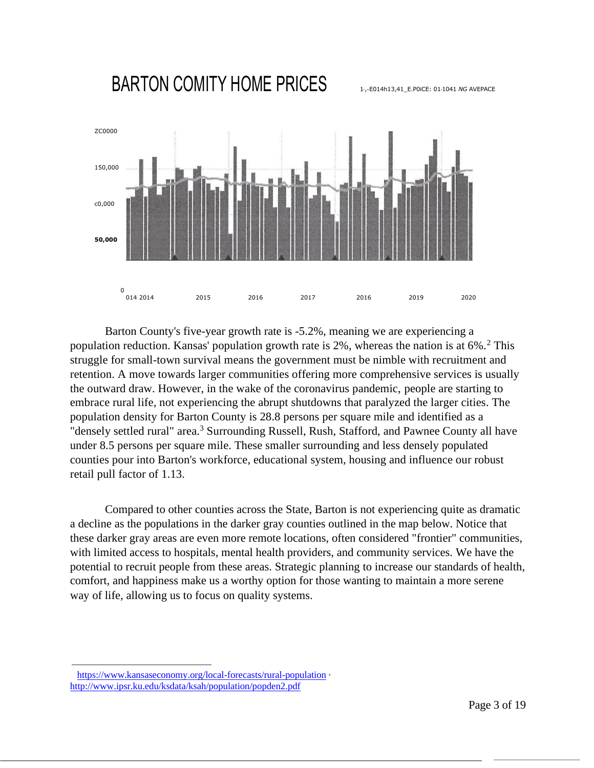BARTON COMITY HOME PRICES

1.,.E014h13,41_E.P0iCE: 01.1041 *NG* AVEPACE

ZC0000

150,000

c0,000

**50,000**

0

014 2014 2015 2016 2017 2016 2019 2020

Barton County's five-year growth rate is -5.2%, meaning we are experiencing a population reduction. Kansas' population growth rate is 2%, whereas the nation is at 6%.[2] This struggle for small-town survival means the government must be nimble with recruitment and retention. A move towards larger communities offering more comprehensive services is usually the outward draw. However, in the wake of the coronavirus pandemic, people are starting to embrace rural life, not experiencing the abrupt shutdowns that paralyzed the larger cities. The population density for Barton County is 28.8 persons per square mile and identified as a "densely settled rural" area.[3] Surrounding Russell, Rush, Stafford, and Pawnee County all have under 8.5 persons per square mile. These smaller surrounding and less densely populated counties pour into Barton's workforce, educational system, housing and influence our robust retail pull factor of 1.13.

Compared to other counties across the State, Barton is not experiencing quite as dramatic a decline as the populations in the darker gray counties outlined in the map below. Notice that these darker gray areas are even more remote locations, often considered "frontier" communities, with limited access to hospitals, mental health providers, and community services. We have the potential to recruit people from these areas. Strategic planning to increase our standards of health, comfort, and happiness make us a worthy option for those wanting to maintain a more serene way of life, allowing us to focus on quality systems.

---

https://www.kansaseconomy.org/local-forecasts/rural-population [3]
http://www.ipsr.ku.edu/ksdata/ksah/population/popden2.pdf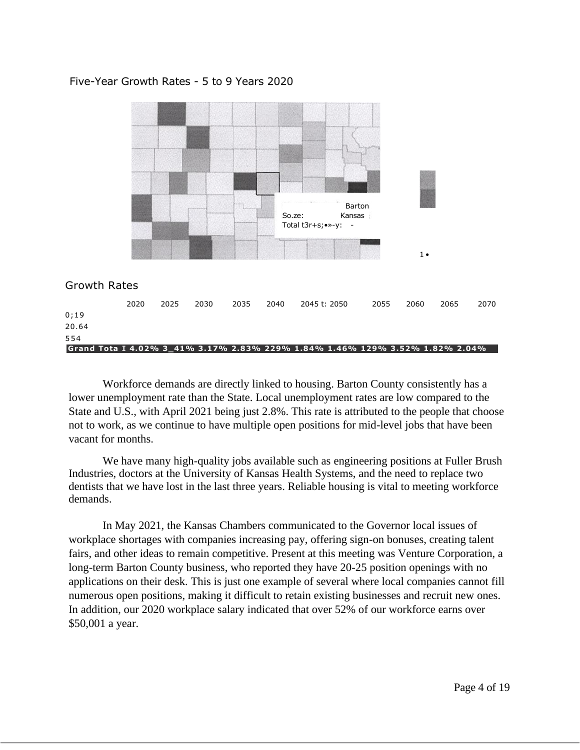Five-Year Growth Rates - 5 to 9 Years 2020

Barton
So.ze: Kansas
Total t3r+s;•»-y: -

1 •

Growth Rates

| | 2020 | 2025 | 2030 | 2035 | 2040 | 2045 t: 2050 | 2055 | 2060 | 2065 | 2070 |
|---|---|---|---|---|---|---|---|---|---|---|
| 0;19 | | | | | | | | | | |
| 20.64 | | | | | | | | | | |
| 554 | | | | | | | | | | |
| **Grand Tota I** | **4.02%** | **3_41%** | **3.17%** | **2.83%** | **229%** | **1.84%** | **1.46%** | **129%** | **3.52%** | **1.82% 2.04%** |

Workforce demands are directly linked to housing. Barton County consistently has a lower unemployment rate than the State. Local unemployment rates are low compared to the State and U.S., with April 2021 being just 2.8%. This rate is attributed to the people that choose not to work, as we continue to have multiple open positions for mid-level jobs that have been vacant for months.

We have many high-quality jobs available such as engineering positions at Fuller Brush Industries, doctors at the University of Kansas Health Systems, and the need to replace two dentists that we have lost in the last three years. Reliable housing is vital to meeting workforce demands.

In May 2021, the Kansas Chambers communicated to the Governor local issues of workplace shortages with companies increasing pay, offering sign-on bonuses, creating talent fairs, and other ideas to remain competitive. Present at this meeting was Venture Corporation, a long-term Barton County business, who reported they have 20-25 position openings with no applications on their desk. This is just one example of several where local companies cannot fill numerous open positions, making it difficult to retain existing businesses and recruit new ones. In addition, our 2020 workplace salary indicated that over 52% of our workforce earns over $50,001 a year.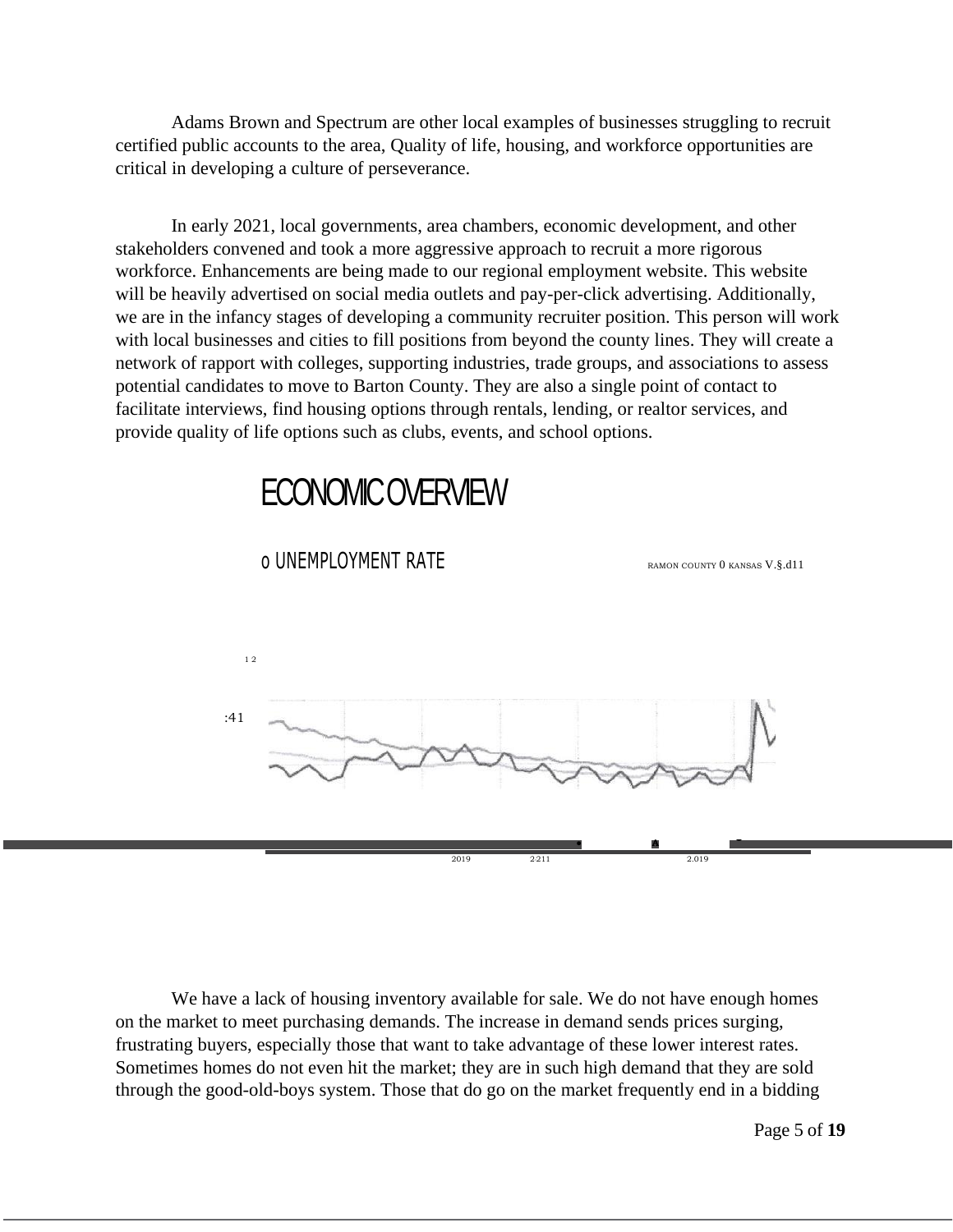Adams Brown and Spectrum are other local examples of businesses struggling to recruit certified public accounts to the area, Quality of life, housing, and workforce opportunities are critical in developing a culture of perseverance.

In early 2021, local governments, area chambers, economic development, and other stakeholders convened and took a more aggressive approach to recruit a more rigorous workforce. Enhancements are being made to our regional employment website. This website will be heavily advertised on social media outlets and pay-per-click advertising. Additionally, we are in the infancy stages of developing a community recruiter position. This person will work with local businesses and cities to fill positions from beyond the county lines. They will create a network of rapport with colleges, supporting industries, trade groups, and associations to assess potential candidates to move to Barton County. They are also a single point of contact to facilitate interviews, find housing options through rentals, lending, or realtor services, and provide quality of life options such as clubs, events, and school options.

## ECONOMIC OVERVIEW

o UNEMPLOYMENT RATE

RAMON COUNTY 0 KANSAS V.§.d11

1 2

:41

2019 2211 2.019

We have a lack of housing inventory available for sale. We do not have enough homes on the market to meet purchasing demands. The increase in demand sends prices surging, frustrating buyers, especially those that want to take advantage of these lower interest rates. Sometimes homes do not even hit the market; they are in such high demand that they are sold through the good-old-boys system. Those that do go on the market frequently end in a bidding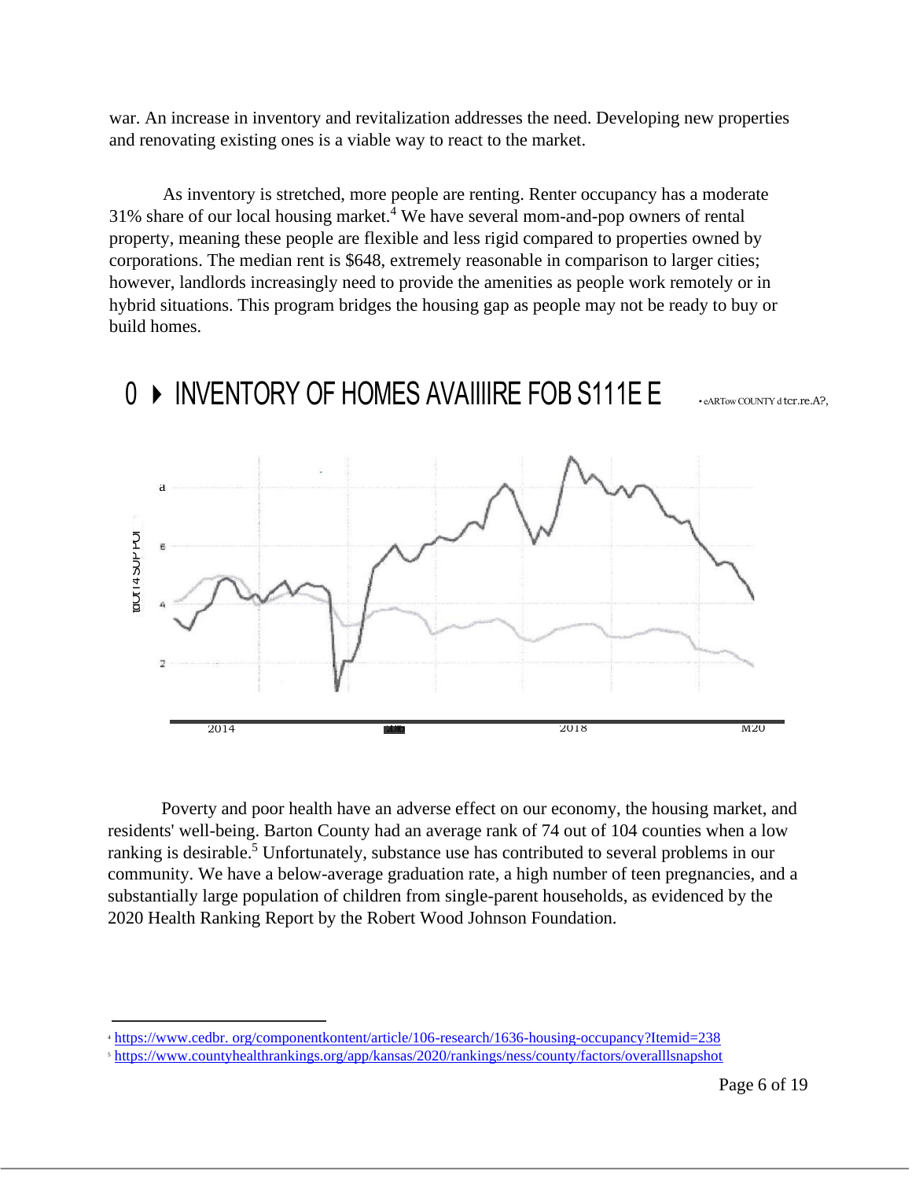war. An increase in inventory and revitalization addresses the need. Developing new properties and renovating existing ones is a viable way to react to the market.

As inventory is stretched, more people are renting. Renter occupancy has a moderate 31% share of our local housing market.[4] We have several mom-and-pop owners of rental property, meaning these people are flexible and less rigid compared to properties owned by corporations. The median rent is $648, extremely reasonable in comparison to larger cities; however, landlords increasingly need to provide the amenities as people work remotely or in hybrid situations. This program bridges the housing gap as people may not be ready to buy or build homes.

0 ▸ INVENTORY OF HOMES AVAIIIIRE FOB S111E E • eARTow COUNTY d tcr.re.A?,

Poverty and poor health have an adverse effect on our economy, the housing market, and residents' well-being. Barton County had an average rank of 74 out of 104 counties when a low ranking is desirable.[5] Unfortunately, substance use has contributed to several problems in our community. We have a below-average graduation rate, a high number of teen pregnancies, and a substantially large population of children from single-parent households, as evidenced by the 2020 Health Ranking Report by the Robert Wood Johnson Foundation.

---

[4] https://www.cedbr. org/componentkontent/article/106-research/1636-housing-occupancy?Itemid=238

[5] https://www.countyhealthrankings.org/app/kansas/2020/rankings/ness/county/factors/overalllsnapshot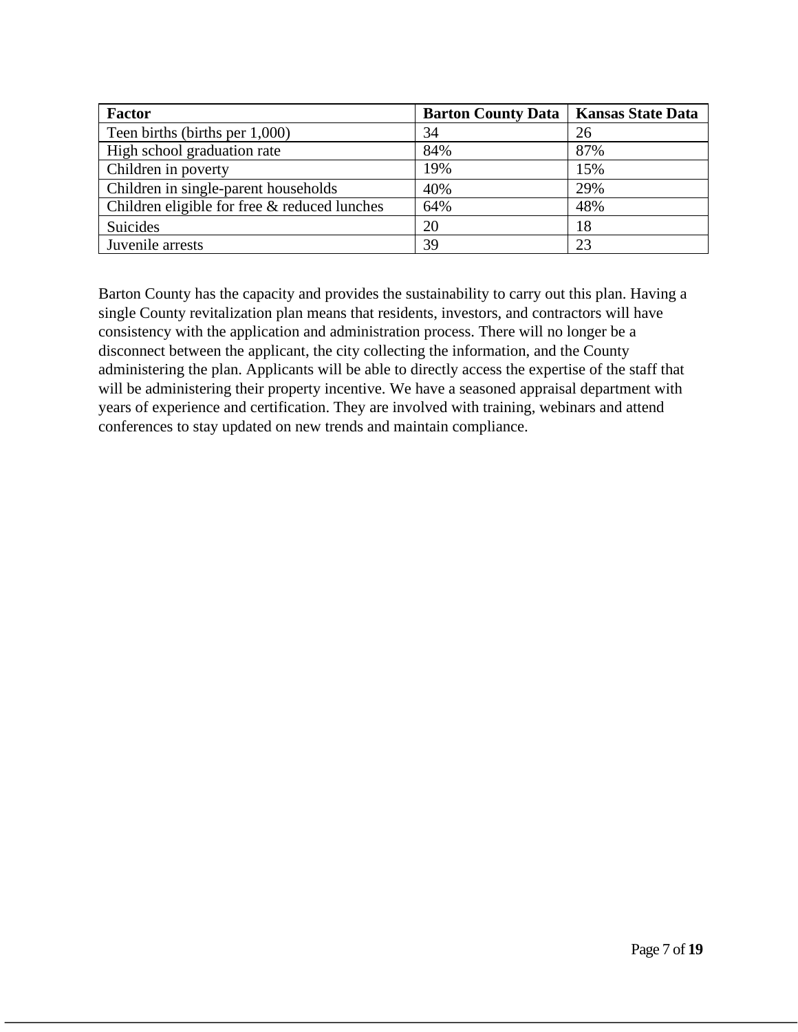| Factor | Barton County Data | Kansas State Data |
| --- | --- | --- |
| Teen births (births per 1,000) | 34 | 26 |
| High school graduation rate | 84% | 87% |
| Children in poverty | 19% | 15% |
| Children in single-parent households | 40% | 29% |
| Children eligible for free & reduced lunches | 64% | 48% |
| Suicides | 20 | 18 |
| Juvenile arrests | 39 | 23 |

Barton County has the capacity and provides the sustainability to carry out this plan. Having a single County revitalization plan means that residents, investors, and contractors will have consistency with the application and administration process. There will no longer be a disconnect between the applicant, the city collecting the information, and the County administering the plan. Applicants will be able to directly access the expertise of the staff that will be administering their property incentive. We have a seasoned appraisal department with years of experience and certification. They are involved with training, webinars and attend conferences to stay updated on new trends and maintain compliance.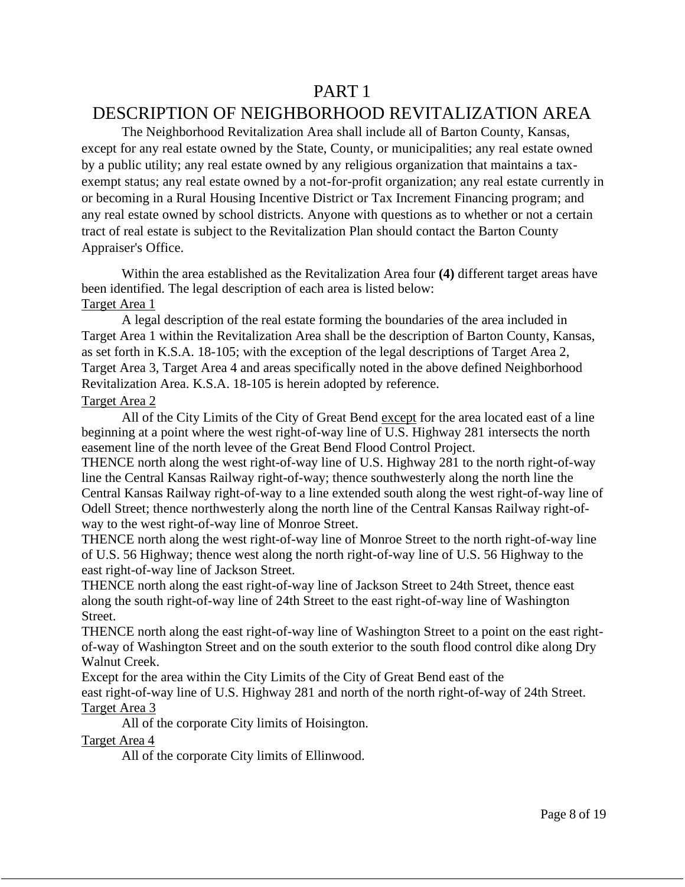# PART 1

# DESCRIPTION OF NEIGHBORHOOD REVITALIZATION AREA

The Neighborhood Revitalization Area shall include all of Barton County, Kansas, except for any real estate owned by the State, County, or municipalities; any real estate owned by a public utility; any real estate owned by any religious organization that maintains a tax-exempt status; any real estate owned by a not-for-profit organization; any real estate currently in or becoming in a Rural Housing Incentive District or Tax Increment Financing program; and any real estate owned by school districts. Anyone with questions as to whether or not a certain tract of real estate is subject to the Revitalization Plan should contact the Barton County Appraiser's Office.

Within the area established as the Revitalization Area four **(4)** different target areas have been identified. The legal description of each area is listed below:

Target Area 1

A legal description of the real estate forming the boundaries of the area included in Target Area 1 within the Revitalization Area shall be the description of Barton County, Kansas, as set forth in K.S.A. 18-105; with the exception of the legal descriptions of Target Area 2, Target Area 3, Target Area 4 and areas specifically noted in the above defined Neighborhood Revitalization Area. K.S.A. 18-105 is herein adopted by reference.

Target Area 2

All of the City Limits of the City of Great Bend except for the area located east of a line beginning at a point where the west right-of-way line of U.S. Highway 281 intersects the north easement line of the north levee of the Great Bend Flood Control Project.

THENCE north along the west right-of-way line of U.S. Highway 281 to the north right-of-way line the Central Kansas Railway right-of-way; thence southwesterly along the north line the Central Kansas Railway right-of-way to a line extended south along the west right-of-way line of Odell Street; thence northwesterly along the north line of the Central Kansas Railway right-of-way to the west right-of-way line of Monroe Street.

THENCE north along the west right-of-way line of Monroe Street to the north right-of-way line of U.S. 56 Highway; thence west along the north right-of-way line of U.S. 56 Highway to the east right-of-way line of Jackson Street.

THENCE north along the east right-of-way line of Jackson Street to 24th Street, thence east along the south right-of-way line of 24th Street to the east right-of-way line of Washington Street.

THENCE north along the east right-of-way line of Washington Street to a point on the east right-of-way of Washington Street and on the south exterior to the south flood control dike along Dry Walnut Creek.

Except for the area within the City Limits of the City of Great Bend east of the east right-of-way line of U.S. Highway 281 and north of the north right-of-way of 24th Street.

Target Area 3

All of the corporate City limits of Hoisington.

Target Area 4

All of the corporate City limits of Ellinwood.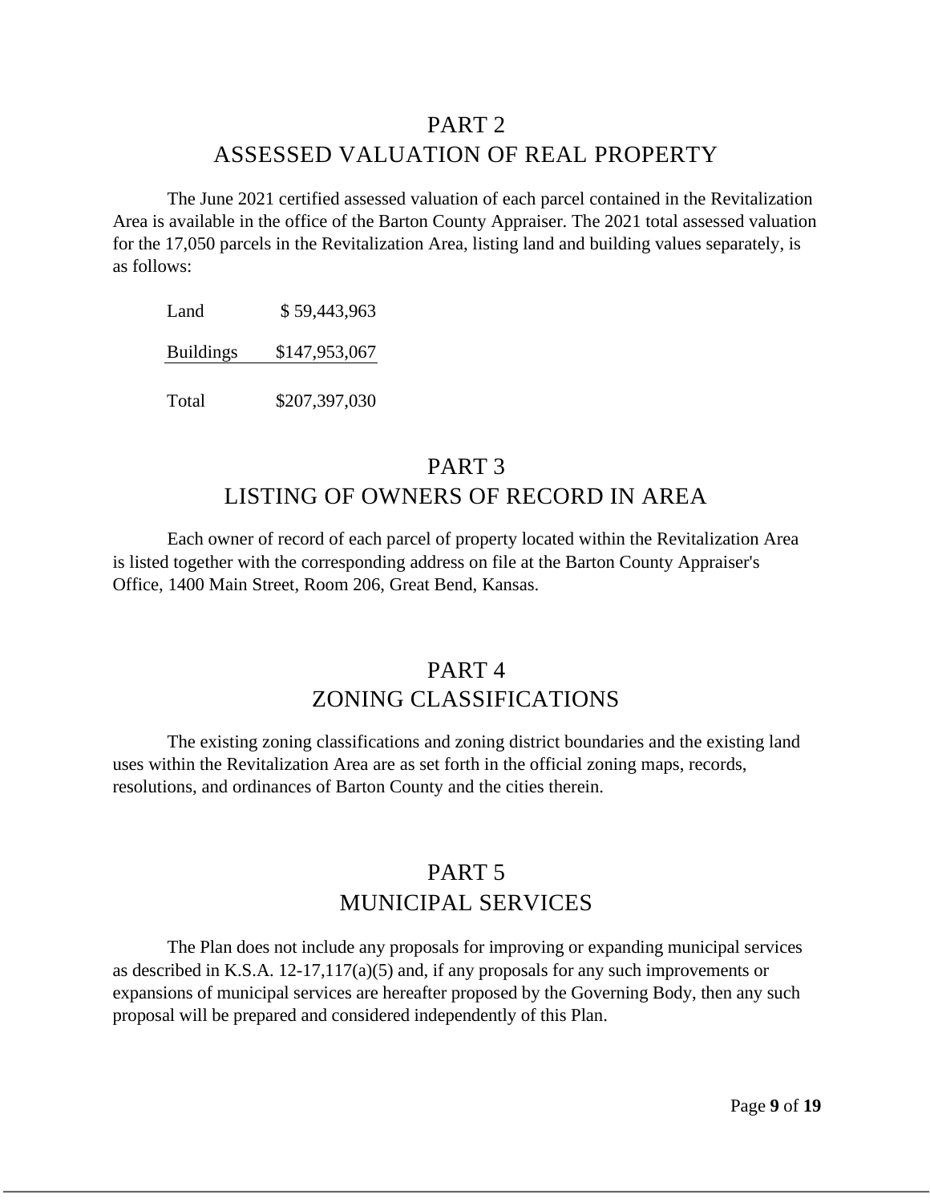# PART 2
# ASSESSED VALUATION OF REAL PROPERTY

The June 2021 certified assessed valuation of each parcel contained in the Revitalization Area is available in the office of the Barton County Appraiser. The 2021 total assessed valuation for the 17,050 parcels in the Revitalization Area, listing land and building values separately, is as follows:

| | |
|---|---|
| Land | $ 59,443,963 |
| Buildings | $147,953,067 |
| Total | $207,397,030 |

# PART 3
# LISTING OF OWNERS OF RECORD IN AREA

Each owner of record of each parcel of property located within the Revitalization Area is listed together with the corresponding address on file at the Barton County Appraiser's Office, 1400 Main Street, Room 206, Great Bend, Kansas.

# PART 4
# ZONING CLASSIFICATIONS

The existing zoning classifications and zoning district boundaries and the existing land uses within the Revitalization Area are as set forth in the official zoning maps, records, resolutions, and ordinances of Barton County and the cities therein.

# PART 5
# MUNICIPAL SERVICES

The Plan does not include any proposals for improving or expanding municipal services as described in K.S.A. 12-17,117(a)(5) and, if any proposals for any such improvements or expansions of municipal services are hereafter proposed by the Governing Body, then any such proposal will be prepared and considered independently of this Plan.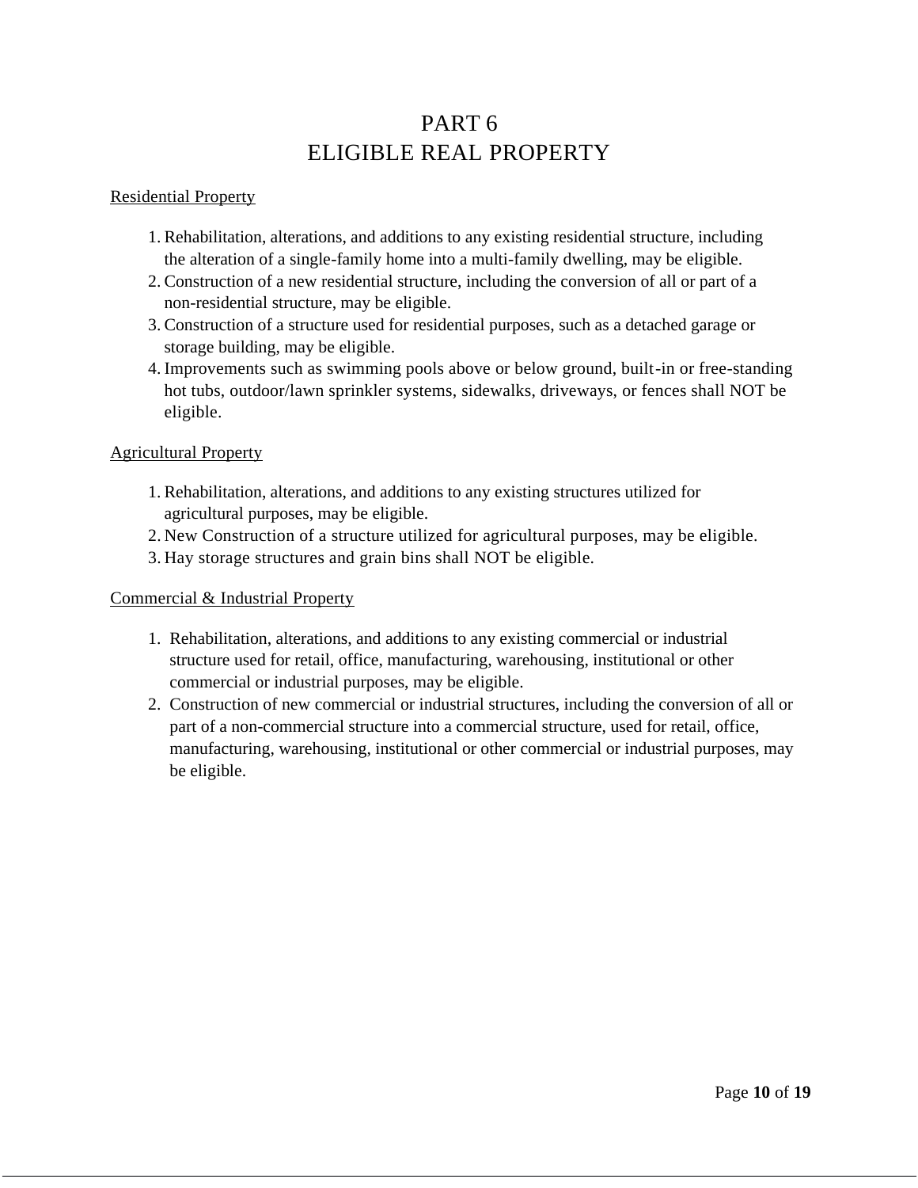# PART 6
# ELIGIBLE REAL PROPERTY

Residential Property

1. Rehabilitation, alterations, and additions to any existing residential structure, including the alteration of a single-family home into a multi-family dwelling, may be eligible.
2. Construction of a new residential structure, including the conversion of all or part of a non-residential structure, may be eligible.
3. Construction of a structure used for residential purposes, such as a detached garage or storage building, may be eligible.
4. Improvements such as swimming pools above or below ground, built-in or free-standing hot tubs, outdoor/lawn sprinkler systems, sidewalks, driveways, or fences shall NOT be eligible.

Agricultural Property

1. Rehabilitation, alterations, and additions to any existing structures utilized for agricultural purposes, may be eligible.
2. New Construction of a structure utilized for agricultural purposes, may be eligible.
3. Hay storage structures and grain bins shall NOT be eligible.

Commercial & Industrial Property

1. Rehabilitation, alterations, and additions to any existing commercial or industrial structure used for retail, office, manufacturing, warehousing, institutional or other commercial or industrial purposes, may be eligible.
2. Construction of new commercial or industrial structures, including the conversion of all or part of a non-commercial structure into a commercial structure, used for retail, office, manufacturing, warehousing, institutional or other commercial or industrial purposes, may be eligible.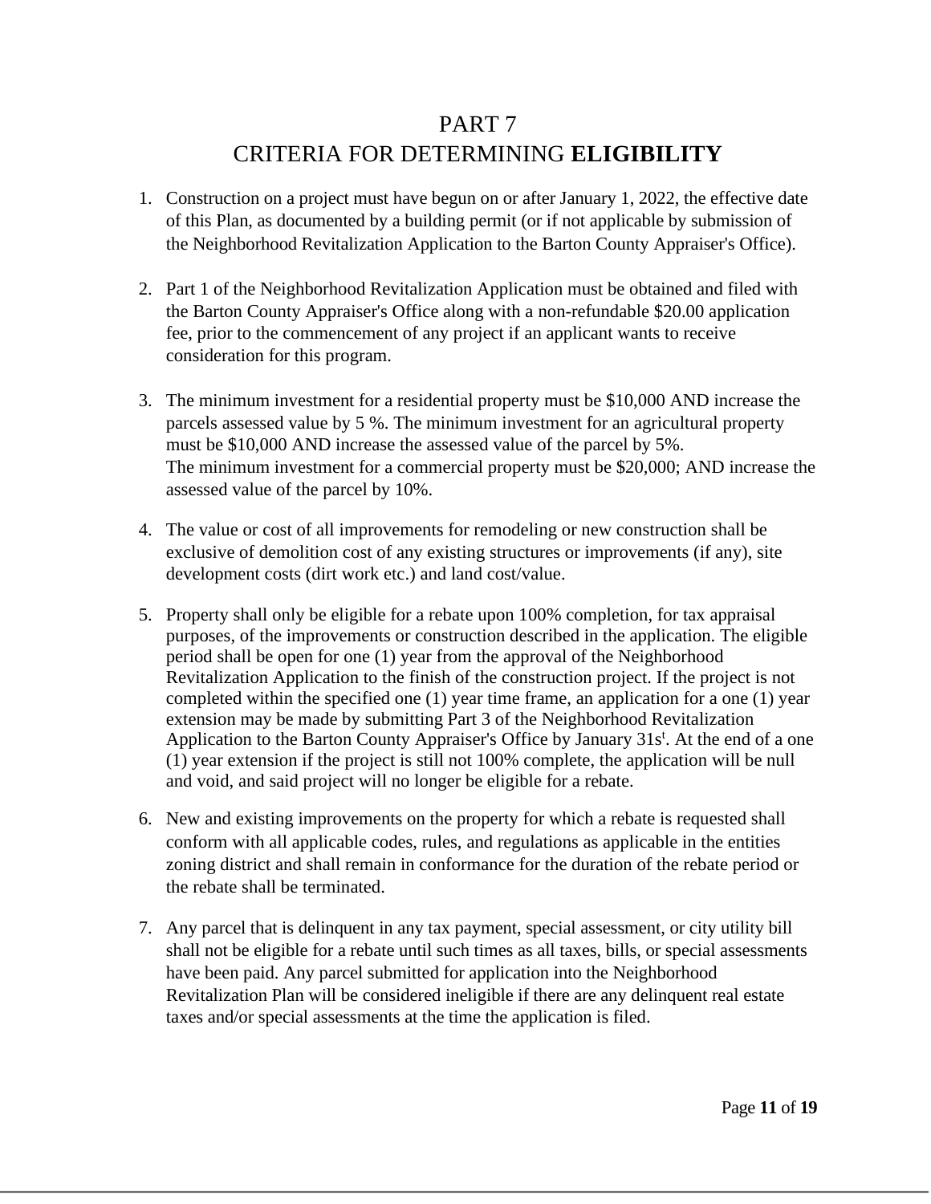# PART 7
# CRITERIA FOR DETERMINING **ELIGIBILITY**

1. Construction on a project must have begun on or after January 1, 2022, the effective date of this Plan, as documented by a building permit (or if not applicable by submission of the Neighborhood Revitalization Application to the Barton County Appraiser's Office).

2. Part 1 of the Neighborhood Revitalization Application must be obtained and filed with the Barton County Appraiser's Office along with a non-refundable $20.00 application fee, prior to the commencement of any project if an applicant wants to receive consideration for this program.

3. The minimum investment for a residential property must be $10,000 AND increase the parcels assessed value by 5 %. The minimum investment for an agricultural property must be $10,000 AND increase the assessed value of the parcel by 5%.
   The minimum investment for a commercial property must be $20,000; AND increase the assessed value of the parcel by 10%.

4. The value or cost of all improvements for remodeling or new construction shall be exclusive of demolition cost of any existing structures or improvements (if any), site development costs (dirt work etc.) and land cost/value.

5. Property shall only be eligible for a rebate upon 100% completion, for tax appraisal purposes, of the improvements or construction described in the application. The eligible period shall be open for one (1) year from the approval of the Neighborhood Revitalization Application to the finish of the construction project. If the project is not completed within the specified one (1) year time frame, an application for a one (1) year extension may be made by submitting Part 3 of the Neighborhood Revitalization Application to the Barton County Appraiser's Office by January 31st. At the end of a one (1) year extension if the project is still not 100% complete, the application will be null and void, and said project will no longer be eligible for a rebate.

6. New and existing improvements on the property for which a rebate is requested shall conform with all applicable codes, rules, and regulations as applicable in the entities zoning district and shall remain in conformance for the duration of the rebate period or the rebate shall be terminated.

7. Any parcel that is delinquent in any tax payment, special assessment, or city utility bill shall not be eligible for a rebate until such times as all taxes, bills, or special assessments have been paid. Any parcel submitted for application into the Neighborhood Revitalization Plan will be considered ineligible if there are any delinquent real estate taxes and/or special assessments at the time the application is filed.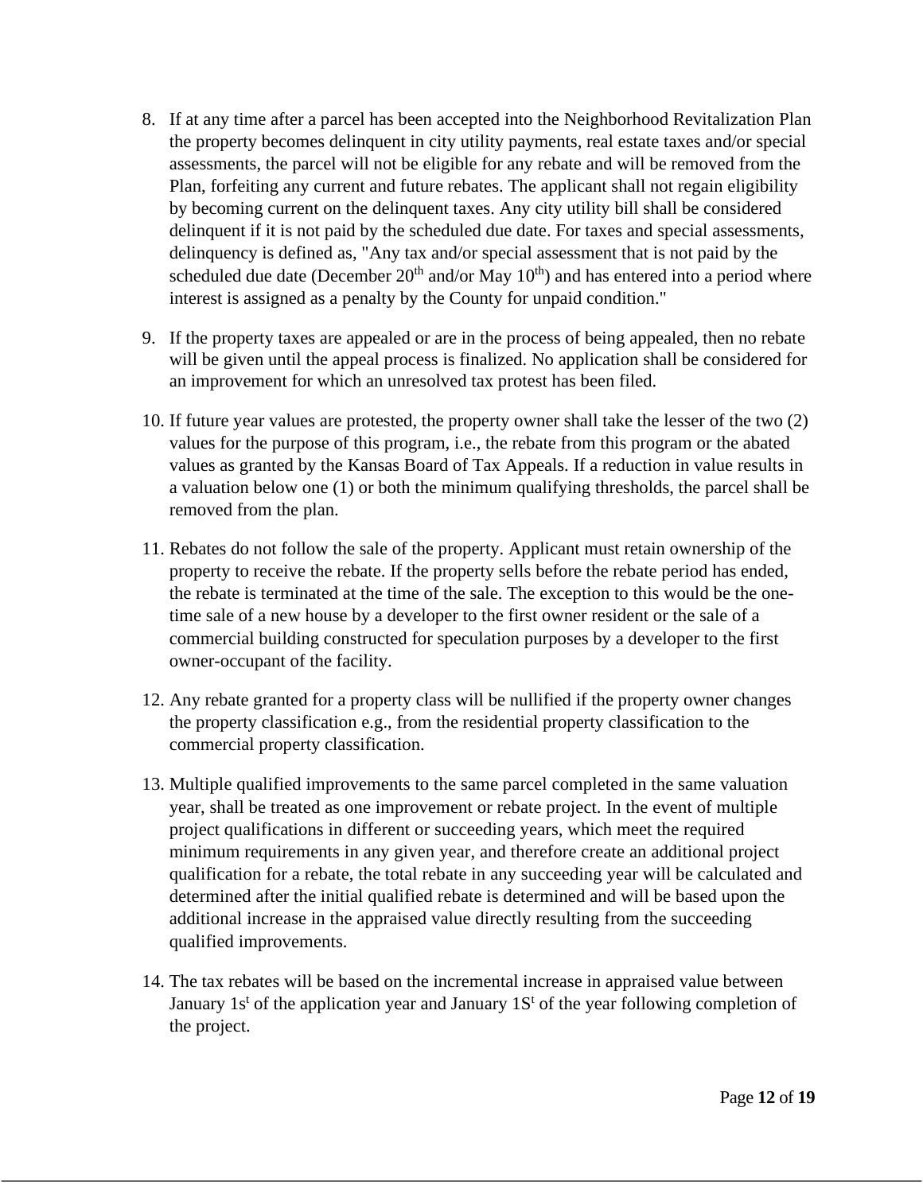8. If at any time after a parcel has been accepted into the Neighborhood Revitalization Plan the property becomes delinquent in city utility payments, real estate taxes and/or special assessments, the parcel will not be eligible for any rebate and will be removed from the Plan, forfeiting any current and future rebates. The applicant shall not regain eligibility by becoming current on the delinquent taxes. Any city utility bill shall be considered delinquent if it is not paid by the scheduled due date. For taxes and special assessments, delinquency is defined as, "Any tax and/or special assessment that is not paid by the scheduled due date (December 20th and/or May 10th) and has entered into a period where interest is assigned as a penalty by the County for unpaid condition."

9. If the property taxes are appealed or are in the process of being appealed, then no rebate will be given until the appeal process is finalized. No application shall be considered for an improvement for which an unresolved tax protest has been filed.

10. If future year values are protested, the property owner shall take the lesser of the two (2) values for the purpose of this program, i.e., the rebate from this program or the abated values as granted by the Kansas Board of Tax Appeals. If a reduction in value results in a valuation below one (1) or both the minimum qualifying thresholds, the parcel shall be removed from the plan.

11. Rebates do not follow the sale of the property. Applicant must retain ownership of the property to receive the rebate. If the property sells before the rebate period has ended, the rebate is terminated at the time of the sale. The exception to this would be the one-time sale of a new house by a developer to the first owner resident or the sale of a commercial building constructed for speculation purposes by a developer to the first owner-occupant of the facility.

12. Any rebate granted for a property class will be nullified if the property owner changes the property classification e.g., from the residential property classification to the commercial property classification.

13. Multiple qualified improvements to the same parcel completed in the same valuation year, shall be treated as one improvement or rebate project. In the event of multiple project qualifications in different or succeeding years, which meet the required minimum requirements in any given year, and therefore create an additional project qualification for a rebate, the total rebate in any succeeding year will be calculated and determined after the initial qualified rebate is determined and will be based upon the additional increase in the appraised value directly resulting from the succeeding qualified improvements.

14. The tax rebates will be based on the incremental increase in appraised value between January 1st of the application year and January 1St of the year following completion of the project.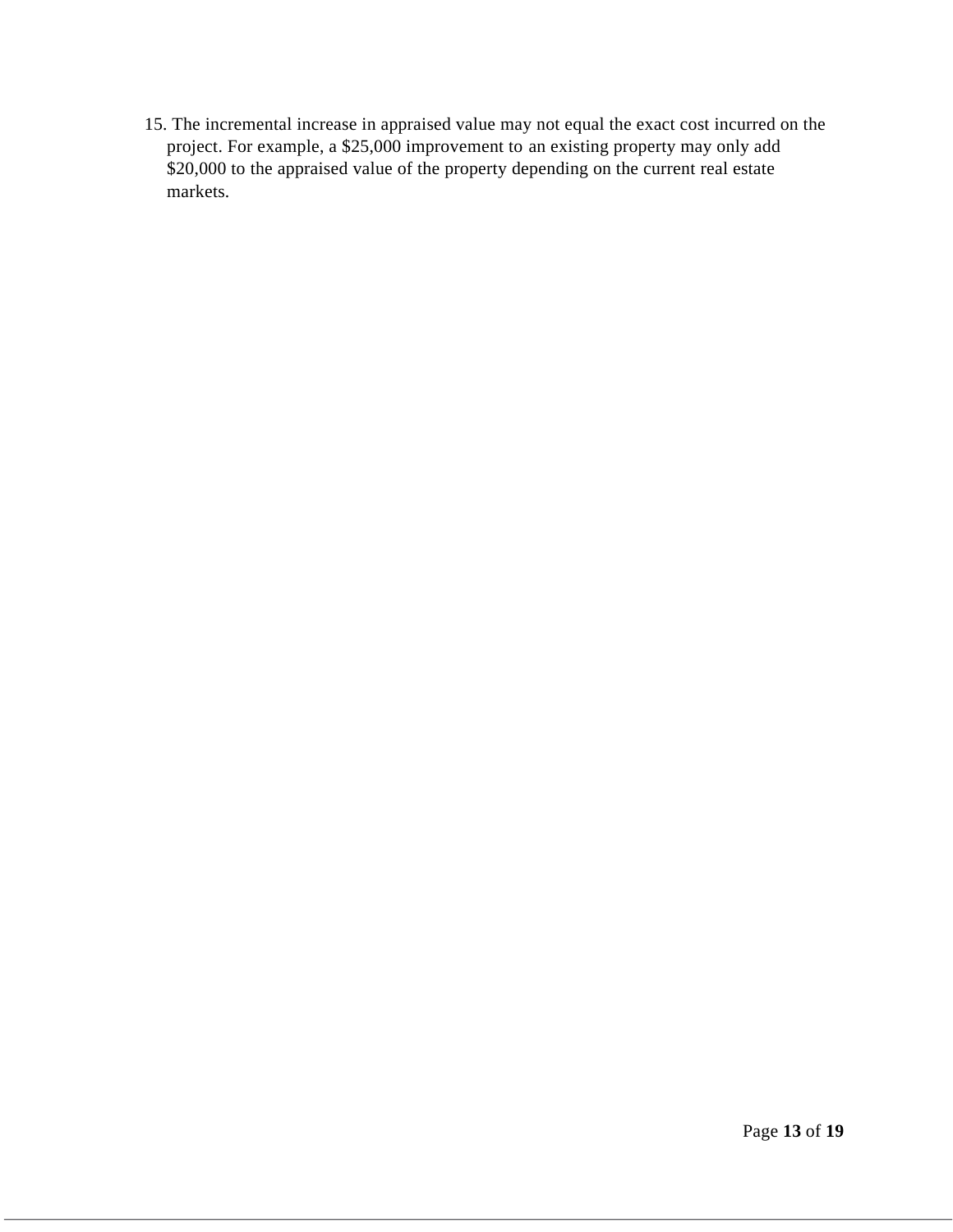15. The incremental increase in appraised value may not equal the exact cost incurred on the project. For example, a $25,000 improvement to an existing property may only add $20,000 to the appraised value of the property depending on the current real estate markets.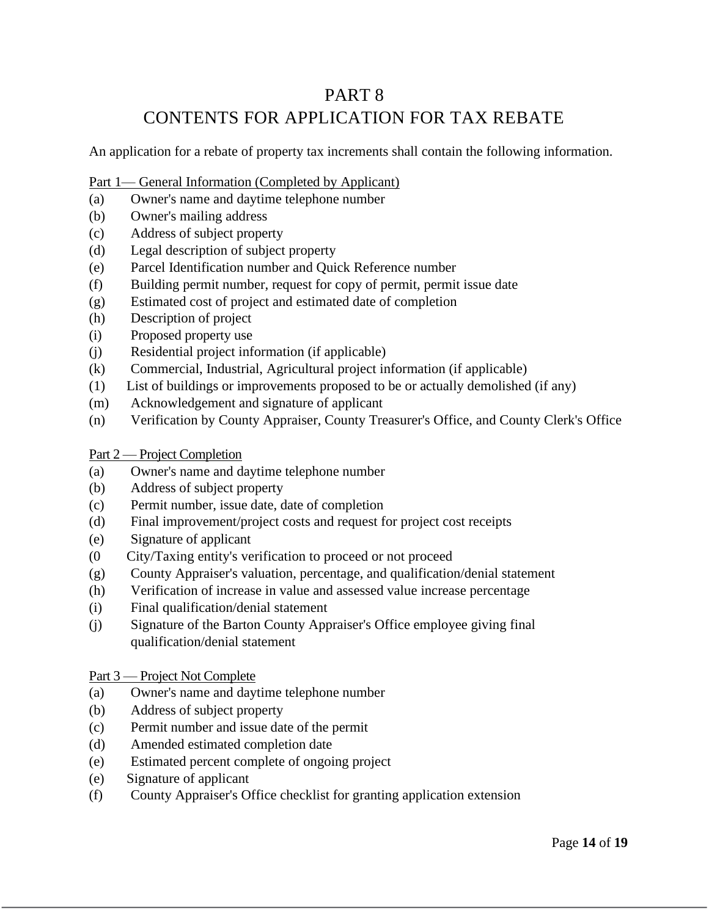# PART 8
# CONTENTS FOR APPLICATION FOR TAX REBATE

An application for a rebate of property tax increments shall contain the following information.

Part 1— General Information (Completed by Applicant)

(a) Owner's name and daytime telephone number
(b) Owner's mailing address
(c) Address of subject property
(d) Legal description of subject property
(e) Parcel Identification number and Quick Reference number
(f) Building permit number, request for copy of permit, permit issue date
(g) Estimated cost of project and estimated date of completion
(h) Description of project
(i) Proposed property use
(j) Residential project information (if applicable)
(k) Commercial, Industrial, Agricultural project information (if applicable)
(1) List of buildings or improvements proposed to be or actually demolished (if any)
(m) Acknowledgement and signature of applicant
(n) Verification by County Appraiser, County Treasurer's Office, and County Clerk's Office

Part 2 — Project Completion

(a) Owner's name and daytime telephone number
(b) Address of subject property
(c) Permit number, issue date, date of completion
(d) Final improvement/project costs and request for project cost receipts
(e) Signature of applicant
(0 City/Taxing entity's verification to proceed or not proceed
(g) County Appraiser's valuation, percentage, and qualification/denial statement
(h) Verification of increase in value and assessed value increase percentage
(i) Final qualification/denial statement
(j) Signature of the Barton County Appraiser's Office employee giving final qualification/denial statement

Part 3 — Project Not Complete

(a) Owner's name and daytime telephone number
(b) Address of subject property
(c) Permit number and issue date of the permit
(d) Amended estimated completion date
(e) Estimated percent complete of ongoing project
(e) Signature of applicant
(f) County Appraiser's Office checklist for granting application extension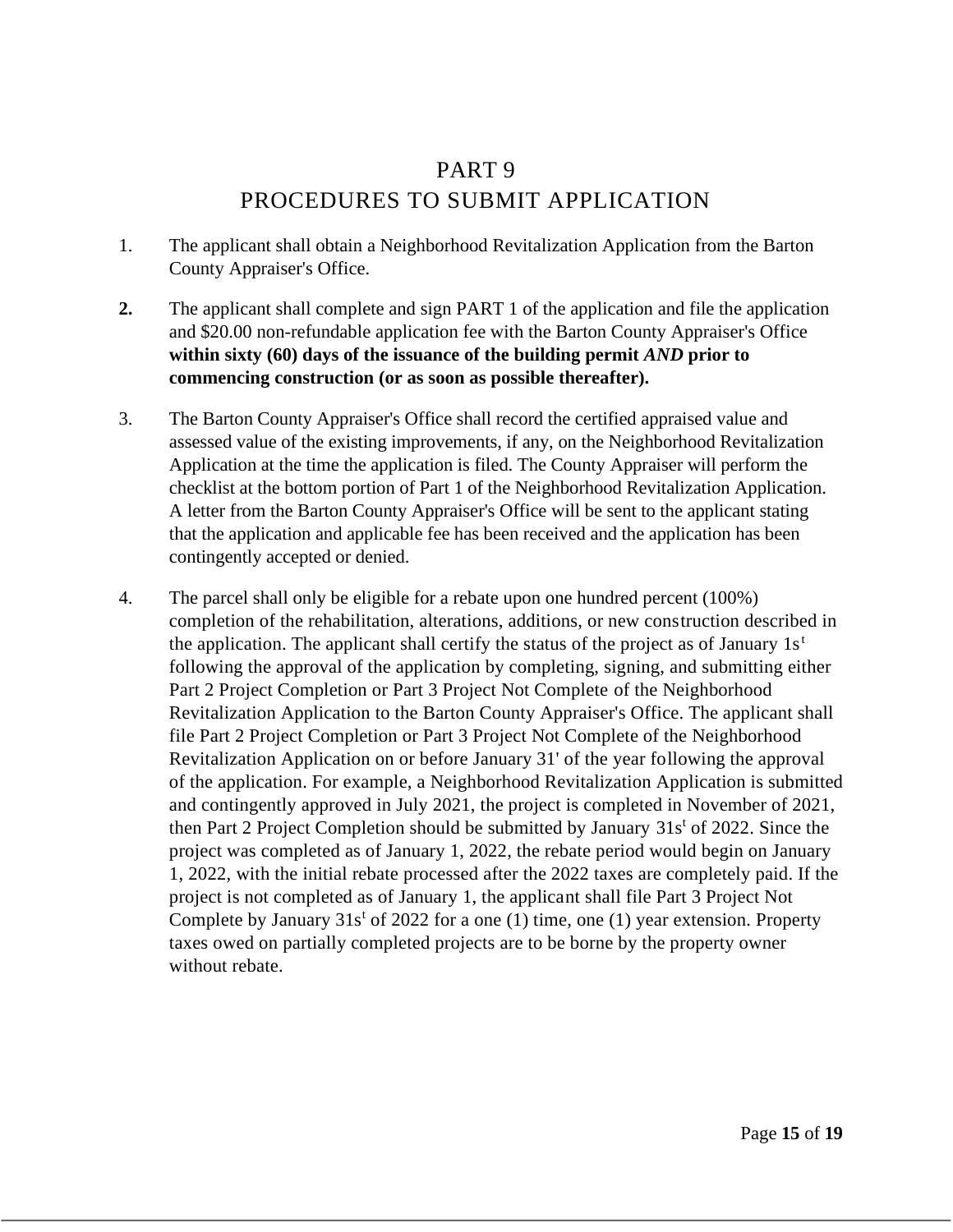# PART 9
## PROCEDURES TO SUBMIT APPLICATION

1. The applicant shall obtain a Neighborhood Revitalization Application from the Barton County Appraiser's Office.

2. The applicant shall complete and sign PART 1 of the application and file the application and $20.00 non-refundable application fee with the Barton County Appraiser's Office **within sixty (60) days of the issuance of the building permit *AND* prior to commencing construction (or as soon as possible thereafter).**

3. The Barton County Appraiser's Office shall record the certified appraised value and assessed value of the existing improvements, if any, on the Neighborhood Revitalization Application at the time the application is filed. The County Appraiser will perform the checklist at the bottom portion of Part 1 of the Neighborhood Revitalization Application. A letter from the Barton County Appraiser's Office will be sent to the applicant stating that the application and applicable fee has been received and the application has been contingently accepted or denied.

4. The parcel shall only be eligible for a rebate upon one hundred percent (100%) completion of the rehabilitation, alterations, additions, or new construction described in the application. The applicant shall certify the status of the project as of January 1st following the approval of the application by completing, signing, and submitting either Part 2 Project Completion or Part 3 Project Not Complete of the Neighborhood Revitalization Application to the Barton County Appraiser's Office. The applicant shall file Part 2 Project Completion or Part 3 Project Not Complete of the Neighborhood Revitalization Application on or before January 31' of the year following the approval of the application. For example, a Neighborhood Revitalization Application is submitted and contingently approved in July 2021, the project is completed in November of 2021, then Part 2 Project Completion should be submitted by January 31st of 2022. Since the project was completed as of January 1, 2022, the rebate period would begin on January 1, 2022, with the initial rebate processed after the 2022 taxes are completely paid. If the project is not completed as of January 1, the applicant shall file Part 3 Project Not Complete by January 31st of 2022 for a one (1) time, one (1) year extension. Property taxes owed on partially completed projects are to be borne by the property owner without rebate.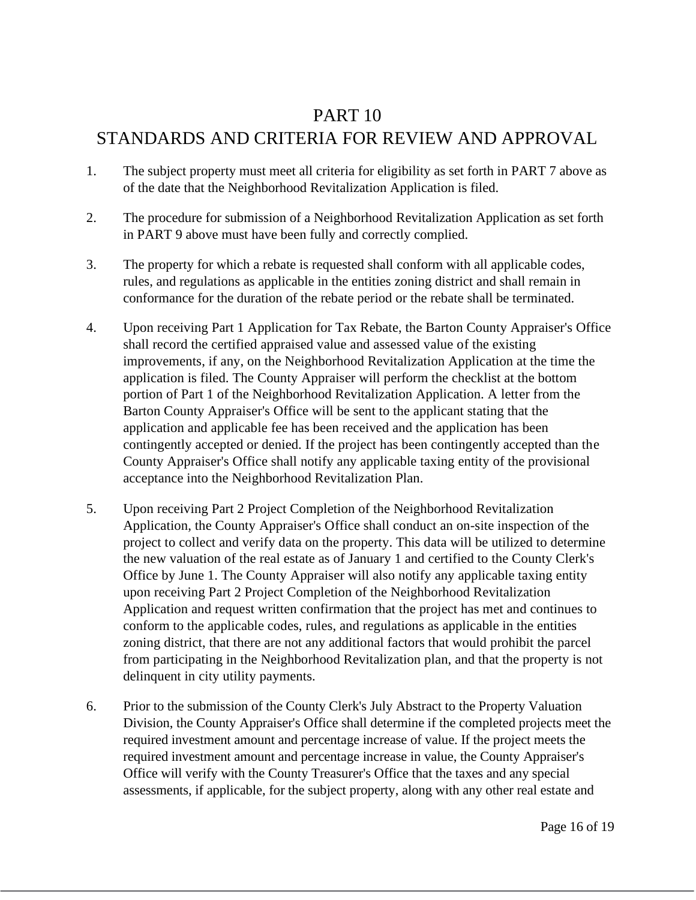# PART 10
# STANDARDS AND CRITERIA FOR REVIEW AND APPROVAL

1. The subject property must meet all criteria for eligibility as set forth in PART 7 above as of the date that the Neighborhood Revitalization Application is filed.

2. The procedure for submission of a Neighborhood Revitalization Application as set forth in PART 9 above must have been fully and correctly complied.

3. The property for which a rebate is requested shall conform with all applicable codes, rules, and regulations as applicable in the entities zoning district and shall remain in conformance for the duration of the rebate period or the rebate shall be terminated.

4. Upon receiving Part 1 Application for Tax Rebate, the Barton County Appraiser's Office shall record the certified appraised value and assessed value of the existing improvements, if any, on the Neighborhood Revitalization Application at the time the application is filed. The County Appraiser will perform the checklist at the bottom portion of Part 1 of the Neighborhood Revitalization Application. A letter from the Barton County Appraiser's Office will be sent to the applicant stating that the application and applicable fee has been received and the application has been contingently accepted or denied. If the project has been contingently accepted than the County Appraiser's Office shall notify any applicable taxing entity of the provisional acceptance into the Neighborhood Revitalization Plan.

5. Upon receiving Part 2 Project Completion of the Neighborhood Revitalization Application, the County Appraiser's Office shall conduct an on-site inspection of the project to collect and verify data on the property. This data will be utilized to determine the new valuation of the real estate as of January 1 and certified to the County Clerk's Office by June 1. The County Appraiser will also notify any applicable taxing entity upon receiving Part 2 Project Completion of the Neighborhood Revitalization Application and request written confirmation that the project has met and continues to conform to the applicable codes, rules, and regulations as applicable in the entities zoning district, that there are not any additional factors that would prohibit the parcel from participating in the Neighborhood Revitalization plan, and that the property is not delinquent in city utility payments.

6. Prior to the submission of the County Clerk's July Abstract to the Property Valuation Division, the County Appraiser's Office shall determine if the completed projects meet the required investment amount and percentage increase of value. If the project meets the required investment amount and percentage increase in value, the County Appraiser's Office will verify with the County Treasurer's Office that the taxes and any special assessments, if applicable, for the subject property, along with any other real estate and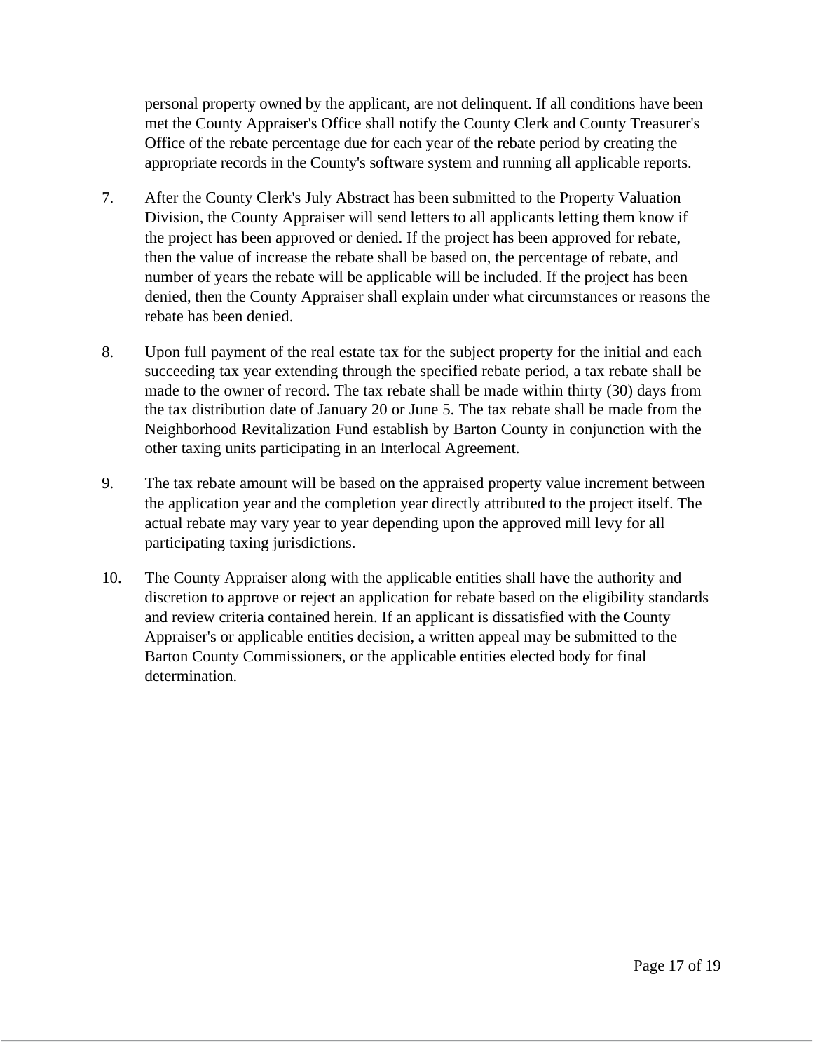personal property owned by the applicant, are not delinquent. If all conditions have been met the County Appraiser's Office shall notify the County Clerk and County Treasurer's Office of the rebate percentage due for each year of the rebate period by creating the appropriate records in the County's software system and running all applicable reports.

7. After the County Clerk's July Abstract has been submitted to the Property Valuation Division, the County Appraiser will send letters to all applicants letting them know if the project has been approved or denied. If the project has been approved for rebate, then the value of increase the rebate shall be based on, the percentage of rebate, and number of years the rebate will be applicable will be included. If the project has been denied, then the County Appraiser shall explain under what circumstances or reasons the rebate has been denied.

8. Upon full payment of the real estate tax for the subject property for the initial and each succeeding tax year extending through the specified rebate period, a tax rebate shall be made to the owner of record. The tax rebate shall be made within thirty (30) days from the tax distribution date of January 20 or June 5. The tax rebate shall be made from the Neighborhood Revitalization Fund establish by Barton County in conjunction with the other taxing units participating in an Interlocal Agreement.

9. The tax rebate amount will be based on the appraised property value increment between the application year and the completion year directly attributed to the project itself. The actual rebate may vary year to year depending upon the approved mill levy for all participating taxing jurisdictions.

10. The County Appraiser along with the applicable entities shall have the authority and discretion to approve or reject an application for rebate based on the eligibility standards and review criteria contained herein. If an applicant is dissatisfied with the County Appraiser's or applicable entities decision, a written appeal may be submitted to the Barton County Commissioners, or the applicable entities elected body for final determination.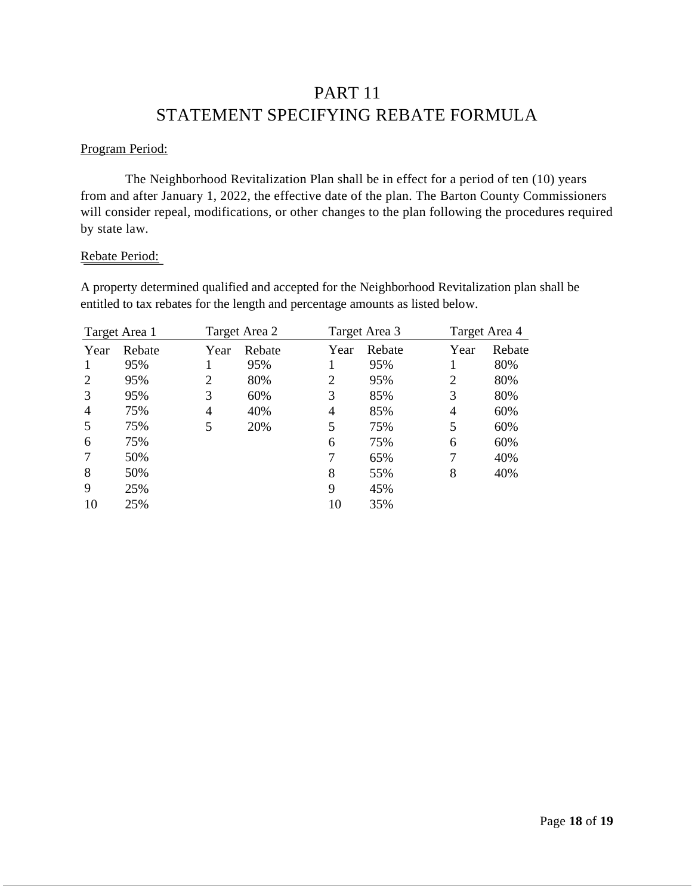# PART 11
# STATEMENT SPECIFYING REBATE FORMULA

Program Period:

The Neighborhood Revitalization Plan shall be in effect for a period of ten (10) years from and after January 1, 2022, the effective date of the plan. The Barton County Commissioners will consider repeal, modifications, or other changes to the plan following the procedures required by state law.

Rebate Period:

A property determined qualified and accepted for the Neighborhood Revitalization plan shall be entitled to tax rebates for the length and percentage amounts as listed below.

| Target Area 1 | | Target Area 2 | | Target Area 3 | | Target Area 4 | |
|---|---|---|---|---|---|---|---|
| Year | Rebate | Year | Rebate | Year | Rebate | Year | Rebate |
| 1 | 95% | 1 | 95% | 1 | 95% | 1 | 80% |
| 2 | 95% | 2 | 80% | 2 | 95% | 2 | 80% |
| 3 | 95% | 3 | 60% | 3 | 85% | 3 | 80% |
| 4 | 75% | 4 | 40% | 4 | 85% | 4 | 60% |
| 5 | 75% | 5 | 20% | 5 | 75% | 5 | 60% |
| 6 | 75% | | | 6 | 75% | 6 | 60% |
| 7 | 50% | | | 7 | 65% | 7 | 40% |
| 8 | 50% | | | 8 | 55% | 8 | 40% |
| 9 | 25% | | | 9 | 45% | | |
| 10 | 25% | | | 10 | 35% | | |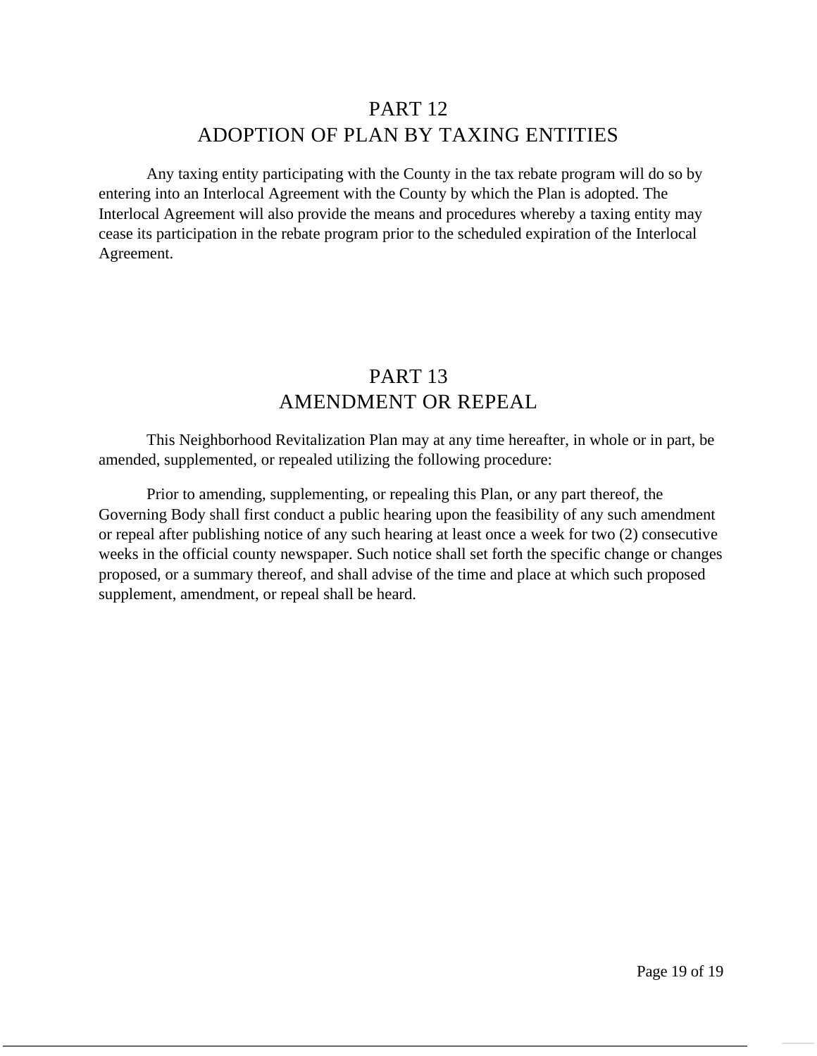# PART 12
# ADOPTION OF PLAN BY TAXING ENTITIES

Any taxing entity participating with the County in the tax rebate program will do so by entering into an Interlocal Agreement with the County by which the Plan is adopted. The Interlocal Agreement will also provide the means and procedures whereby a taxing entity may cease its participation in the rebate program prior to the scheduled expiration of the Interlocal Agreement.

# PART 13
# AMENDMENT OR REPEAL

This Neighborhood Revitalization Plan may at any time hereafter, in whole or in part, be amended, supplemented, or repealed utilizing the following procedure:

Prior to amending, supplementing, or repealing this Plan, or any part thereof, the Governing Body shall first conduct a public hearing upon the feasibility of any such amendment or repeal after publishing notice of any such hearing at least once a week for two (2) consecutive weeks in the official county newspaper. Such notice shall set forth the specific change or changes proposed, or a summary thereof, and shall advise of the time and place at which such proposed supplement, amendment, or repeal shall be heard.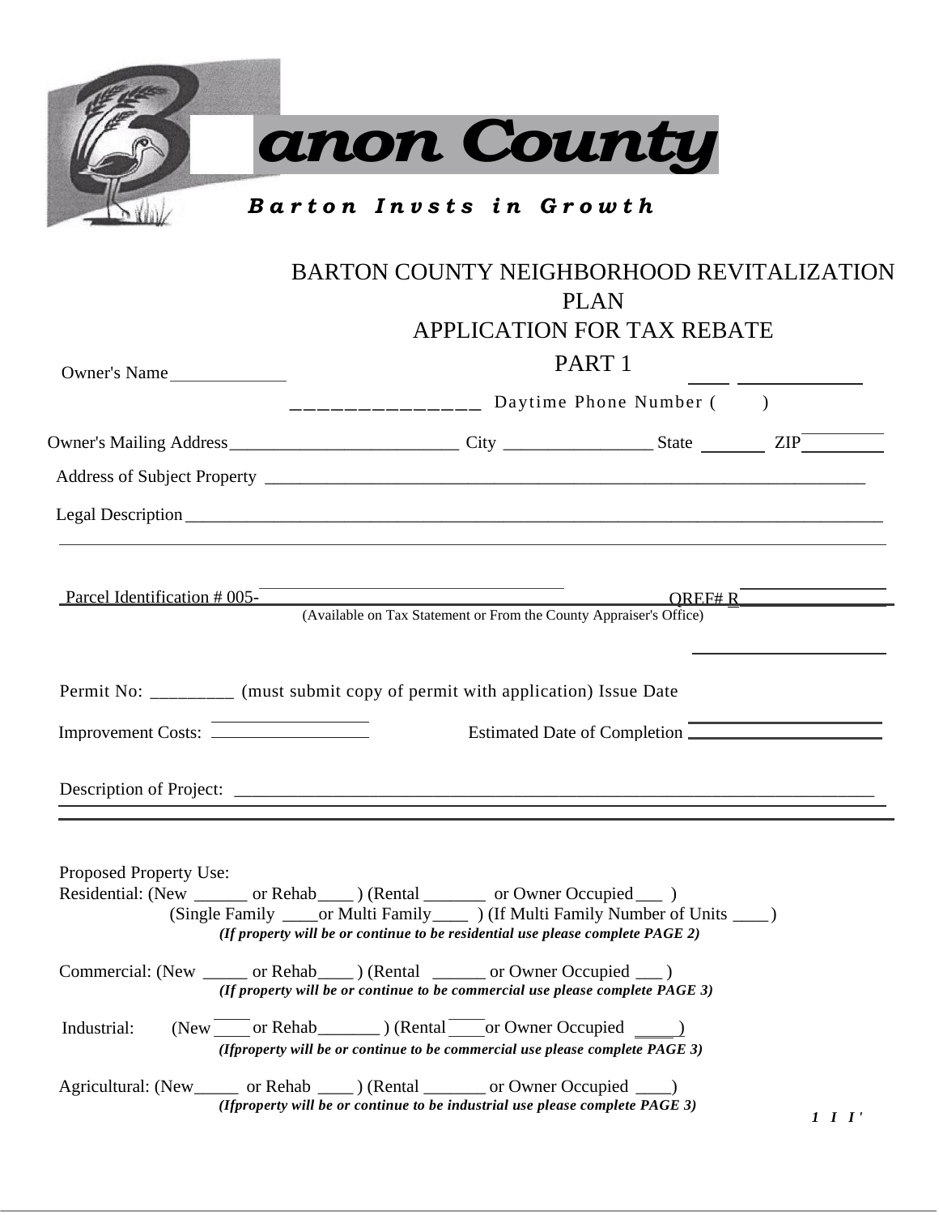anon County

*Barton Invsts in Growth*

# BARTON COUNTY NEIGHBORHOOD REVITALIZATION PLAN
## APPLICATION FOR TAX REBATE
## PART 1

Owner's Name ________________ Daytime Phone Number ( )

Owner's Mailing Address _________________________ City ________________ State _______ ZIP _________

Address of Subject Property ______________________________________________________________________

Legal Description ______________________________________________________________________________

Parcel Identification # 005-________________________________________ QREF# R_______________

(Available on Tax Statement or From the County Appraiser's Office)

Permit No: _________ (must submit copy of permit with application) Issue Date ____________________

Improvement Costs: __________________ Estimated Date of Completion ______________________

Description of Project: ___________________________________________________________________________

Proposed Property Use:

Residential: (New ______ or Rehab ____ ) (Rental _______ or Owner Occupied ___ )
(Single Family ____or Multi Family ____ ) (If Multi Family Number of Units ____ )
***(If property will be or continue to be residential use please complete PAGE 2)***

Commercial: (New _____ or Rehab ____ ) (Rental ______ or Owner Occupied ___ )
***(If property will be or continue to be commercial use please complete PAGE 3)***

Industrial: (New ____ or Rehab _______ ) (Rental ____ or Owner Occupied _____ )
***(Ifproperty will be or continue to be commercial use please complete PAGE 3)***

Agricultural: (New_____ or Rehab ____ ) (Rental _______ or Owner Occupied ____)
***(Ifproperty will be or continue to be industrial use please complete PAGE 3)***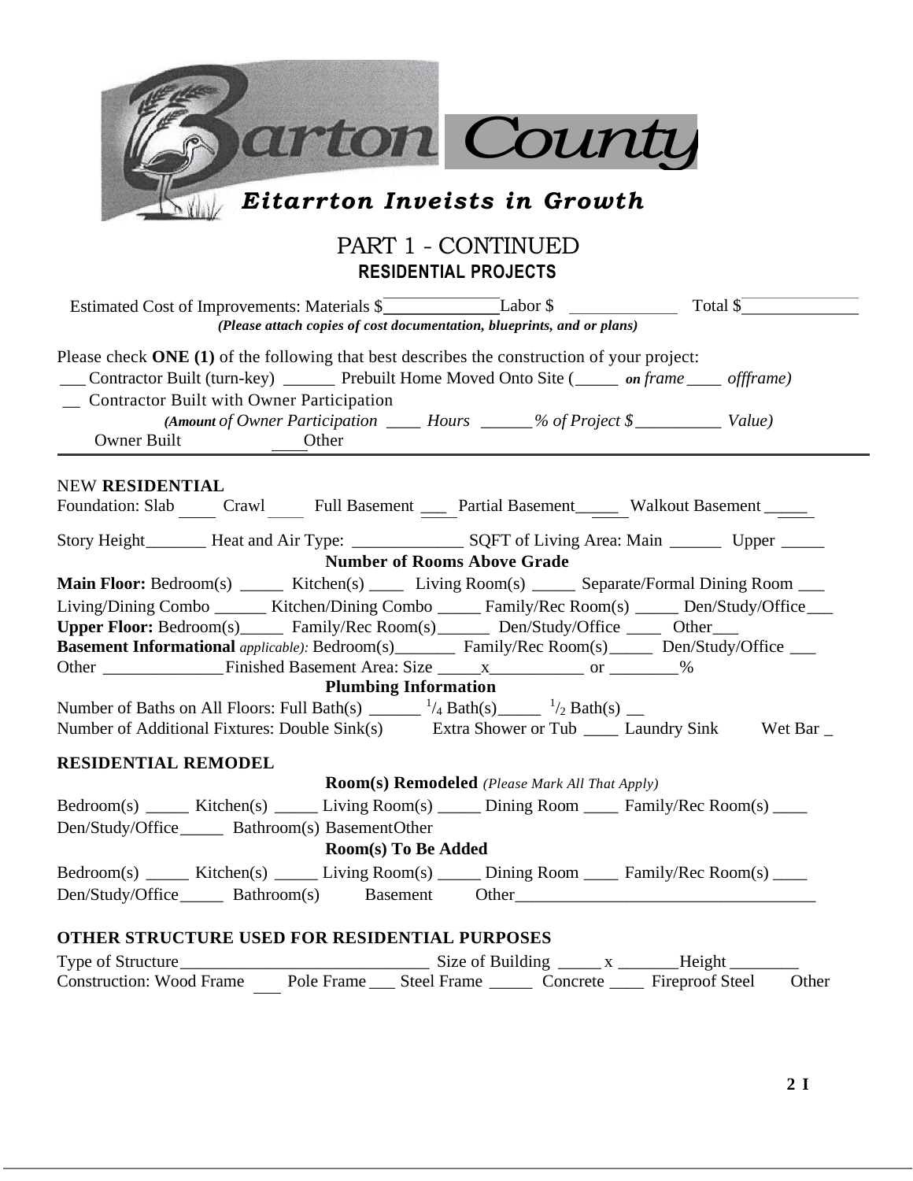Barton County

*Eitarrton Inveists in Growth*

# PART 1 - CONTINUED

## RESIDENTIAL PROJECTS

Estimated Cost of Improvements: Materials $_____________ Labor $ _____________ Total $_____________

***(Please attach copies of cost documentation, blueprints, and or plans)***

Please check **ONE (1)** of the following that best describes the construction of your project:

___ Contractor Built (turn-key) ______ Prebuilt Home Moved Onto Site (_____ ***on*** *frame* ____ *offframe)*

__ Contractor Built with Owner Participation

*(**Amount** of Owner Participation ____ Hours ______% of Project $__________ Value)*

Owner Built ____Other

---

NEW **RESIDENTIAL**

Foundation: Slab ____ Crawl ____ Full Basement ___ Partial Basement_____ Walkout Basement _____

Story Height_______ Heat and Air Type: _____________ SQFT of Living Area: Main ______ Upper _____

**Number of Rooms Above Grade**

**Main Floor:** Bedroom(s) _____ Kitchen(s) ____ Living Room(s) _____ Separate/Formal Dining Room ___

Living/Dining Combo ______ Kitchen/Dining Combo _____ Family/Rec Room(s) _____ Den/Study/Office___

**Upper Floor:** Bedroom(s)_____ Family/Rec Room(s)______ Den/Study/Office ____ Other___

**Basement Informational** *applicable):* Bedroom(s)_______ Family/Rec Room(s)_____ Den/Study/Office ___

Other ______________ Finished Basement Area: Size _____x___________ or ________%

**Plumbing Information**

Number of Baths on All Floors: Full Bath(s) ______ $^{1}/_{4}$ Bath(s)_____ $^{1}/_{2}$ Bath(s) __

Number of Additional Fixtures: Double Sink(s) Extra Shower or Tub ____ Laundry Sink Wet Bar _

**RESIDENTIAL REMODEL**

**Room(s) Remodeled** *(Please Mark All That Apply)*

Bedroom(s) _____ Kitchen(s) _____ Living Room(s) _____ Dining Room ____ Family/Rec Room(s) ____

Den/Study/Office_____ Bathroom(s) BasementOther

**Room(s) To Be Added**

Bedroom(s) _____ Kitchen(s) _____ Living Room(s) _____ Dining Room ____ Family/Rec Room(s) ____

Den/Study/Office_____ Bathroom(s) Basement Other___________________________________

**OTHER STRUCTURE USED FOR RESIDENTIAL PURPOSES**

Type of Structure_____________________________ Size of Building _____ x _______Height ________

Construction: Wood Frame ___ Pole Frame ___ Steel Frame _____ Concrete ____ Fireproof Steel Other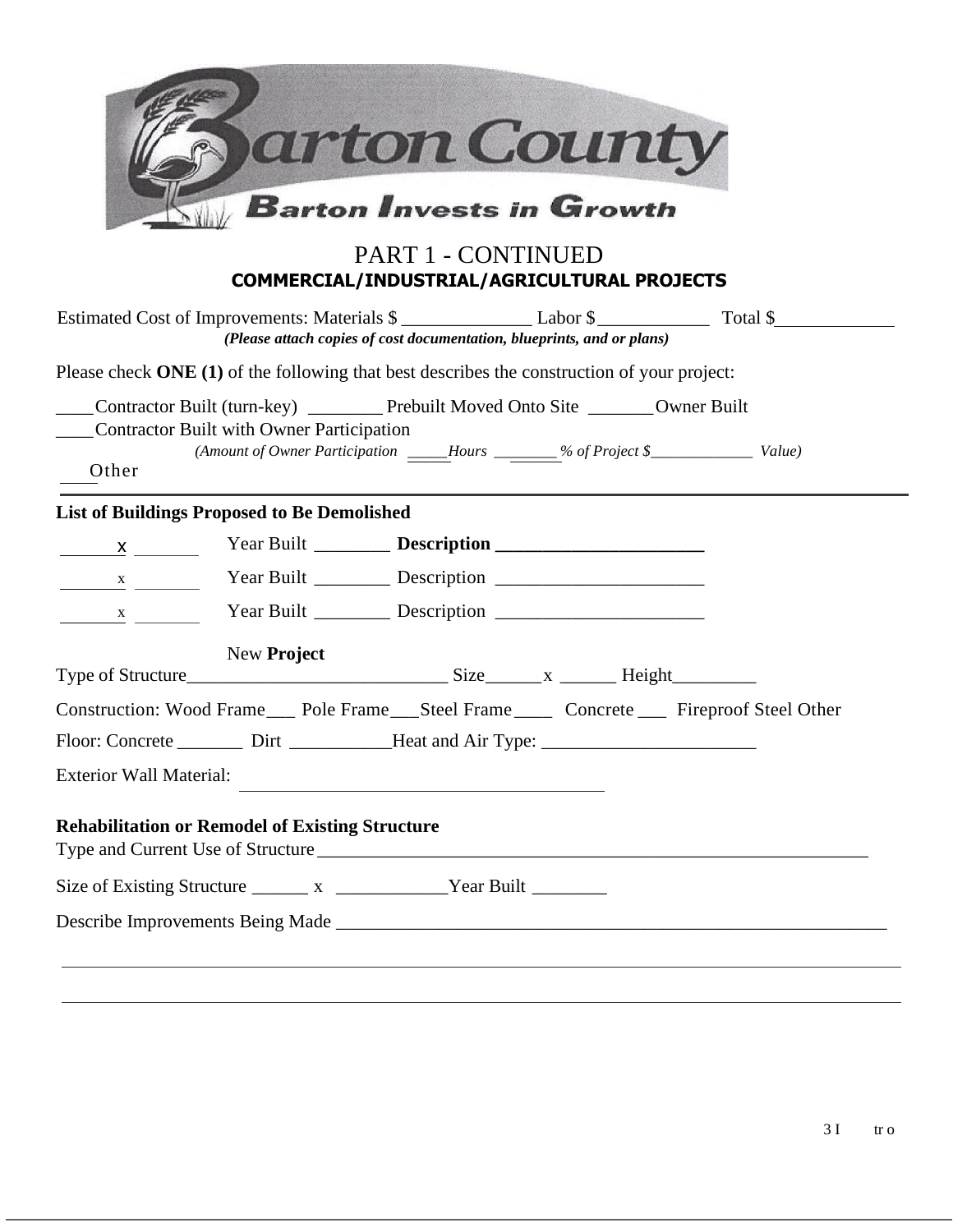# PART 1 - CONTINUED

## COMMERCIAL/INDUSTRIAL/AGRICULTURAL PROJECTS

Estimated Cost of Improvements: Materials $ ______________ Labor $ ____________ Total $ ____________

*(Please attach copies of cost documentation, blueprints, and or plans)*

Please check **ONE (1)** of the following that best describes the construction of your project:

____Contractor Built (turn-key) ________ Prebuilt Moved Onto Site _______Owner Built

____Contractor Built with Owner Participation

*(Amount of Owner Participation _____Hours ________% of Project $_____________ Value)*

____Other

### List of Buildings Proposed to Be Demolished

______x ______ Year Built ________ **Description ______________________**

______x ______ Year Built ________ Description ______________________

______x ______ Year Built ________ Description ______________________

New **Project**

Type of Structure____________________________ Size______x ______ Height_________

Construction: Wood Frame___ Pole Frame___Steel Frame____ Concrete ___ Fireproof Steel Other

Floor: Concrete _______ Dirt ___________Heat and Air Type: _______________________

Exterior Wall Material: ________________________________________

### Rehabilitation or Remodel of Existing Structure

Type and Current Use of Structure ____________________________________________________________

Size of Existing Structure ______ x ____________Year Built ________

Describe Improvements Being Made ____________________________________________________________

____________________________________________________________________________________________

____________________________________________________________________________________________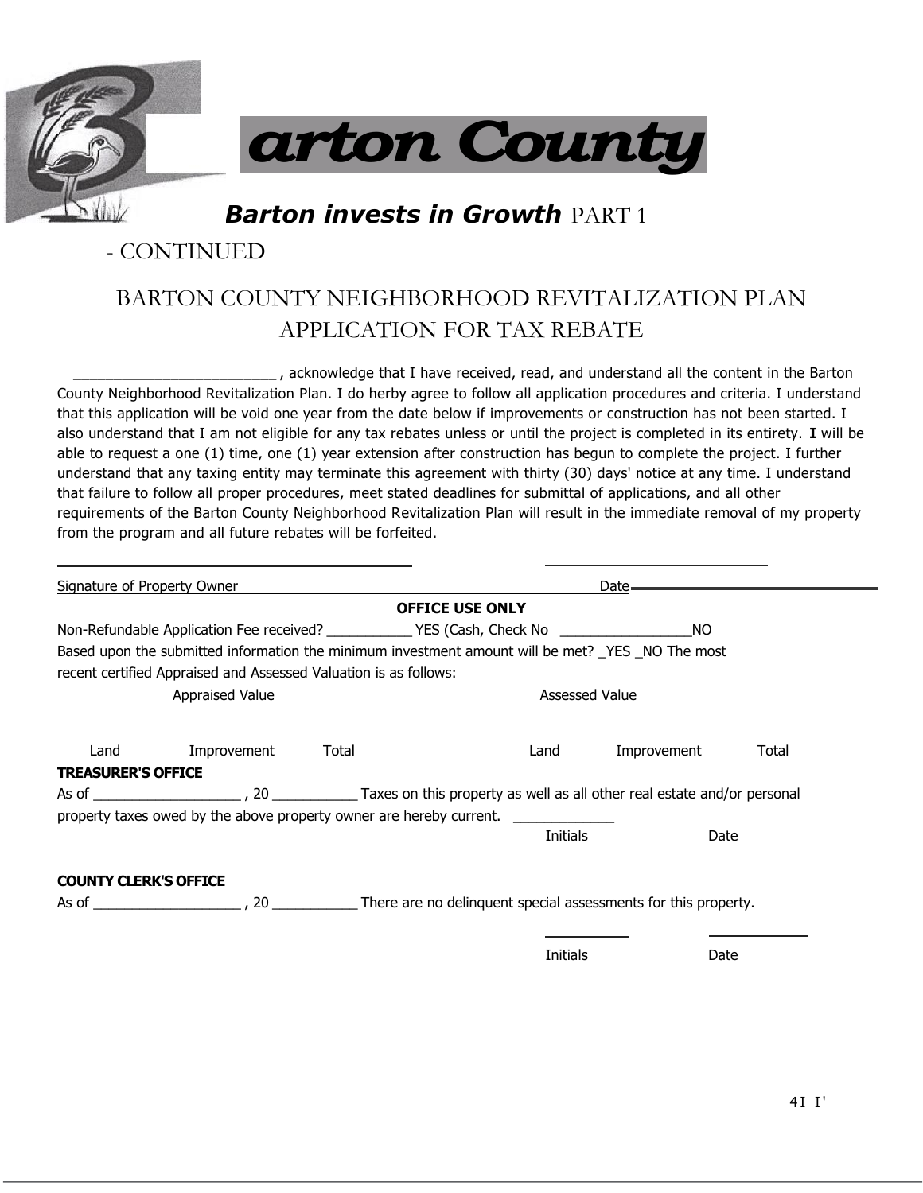# arton County

## ***Barton invests in Growth*** PART 1

- CONTINUED

## BARTON COUNTY NEIGHBORHOOD REVITALIZATION PLAN APPLICATION FOR TAX REBATE

\_\_\_\_\_\_\_\_\_\_\_\_\_\_\_\_\_\_\_\_\_\_\_\_\_\_ , acknowledge that I have received, read, and understand all the content in the Barton County Neighborhood Revitalization Plan. I do herby agree to follow all application procedures and criteria. I understand that this application will be void one year from the date below if improvements or construction has not been started. I also understand that I am not eligible for any tax rebates unless or until the project is completed in its entirety. **I** will be able to request a one (1) time, one (1) year extension after construction has begun to complete the project. I further understand that any taxing entity may terminate this agreement with thirty (30) days' notice at any time. I understand that failure to follow all proper procedures, meet stated deadlines for submittal of applications, and all other requirements of the Barton County Neighborhood Revitalization Plan will result in the immediate removal of my property from the program and all future rebates will be forfeited.

\_\_\_\_\_\_\_\_\_\_\_\_\_\_\_\_\_\_\_\_\_\_\_\_\_\_\_\_\_\_\_\_\_\_\_\_\_\_\_\_ \_\_\_\_\_\_\_\_\_\_\_\_\_\_\_\_\_\_\_\_\_\_\_\_\_\_

Signature of Property Owner Date

**OFFICE USE ONLY**

Non-Refundable Application Fee received? \_\_\_\_\_\_\_\_\_\_\_ YES (Cash, Check No \_\_\_\_\_\_\_\_\_\_\_\_\_\_\_\_\_NO

Based upon the submitted information the minimum investment amount will be met? \_YES \_NO The most recent certified Appraised and Assessed Valuation is as follows:

| Appraised Value | | | Assessed Value | | |
|---|---|---|---|---|---|
| Land | Improvement | Total | Land | Improvement | Total |

**TREASURER'S OFFICE**

As of \_\_\_\_\_\_\_\_\_\_\_\_\_\_\_\_\_\_\_ , 20 \_\_\_\_\_\_\_\_\_\_\_ Taxes on this property as well as all other real estate and/or personal property taxes owed by the above property owner are hereby current. \_\_\_\_\_\_\_\_\_\_\_\_\_

Initials Date

**COUNTY CLERK'S OFFICE**

As of \_\_\_\_\_\_\_\_\_\_\_\_\_\_\_\_\_\_\_ , 20 \_\_\_\_\_\_\_\_\_\_\_ There are no delinquent special assessments for this property.

\_\_\_\_\_\_\_\_\_\_ \_\_\_\_\_\_\_\_\_\_\_\_

Initials Date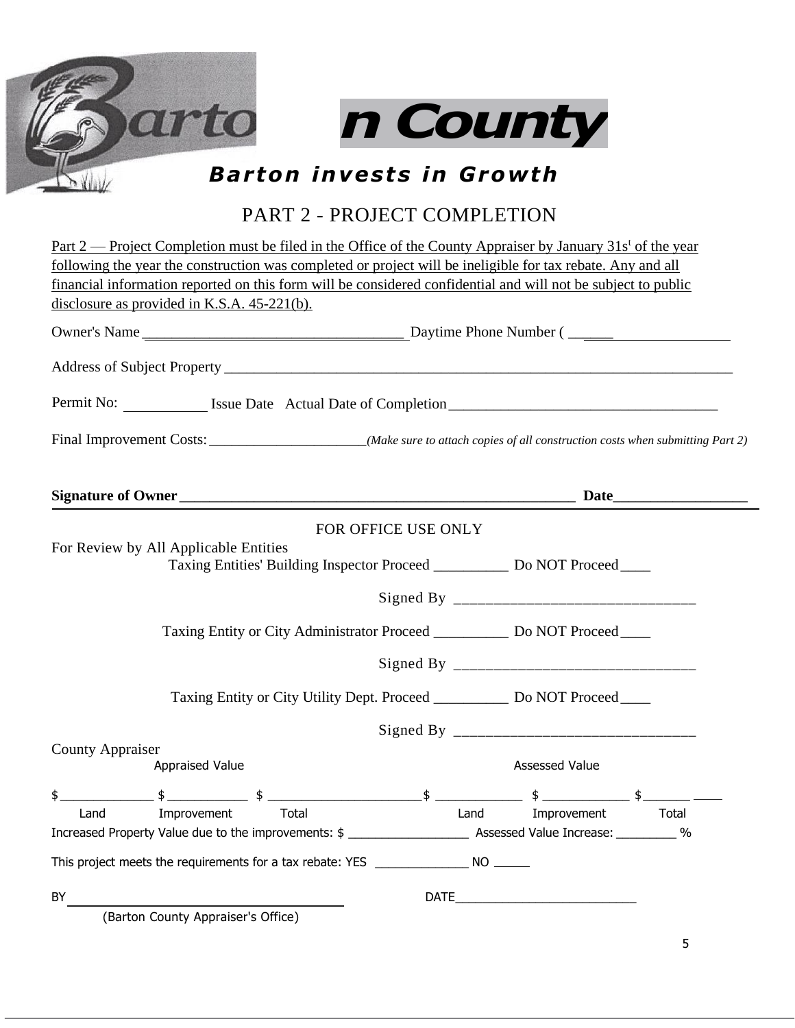# Barton County

***Barton invests in Growth***

## PART 2 - PROJECT COMPLETION

Part 2 — Project Completion must be filed in the Office of the County Appraiser by January 31st of the year following the year the construction was completed or project will be ineligible for tax rebate. Any and all financial information reported on this form will be considered confidential and will not be subject to public disclosure as provided in K.S.A. 45-221(b).

Owner's Name ____________________________________ Daytime Phone Number ( ______________________

Address of Subject Property ______________________________________________________________________

Permit No: ___________ Issue Date Actual Date of Completion ____________________________________

Final Improvement Costs: ______________________ *(Make sure to attach copies of all construction costs when submitting Part 2)*

**Signature of Owner ________________________________________________________ Date__________________**

FOR OFFICE USE ONLY

For Review by All Applicable Entities

Taxing Entities' Building Inspector Proceed __________ Do NOT Proceed ____

Signed By ______________________________

Taxing Entity or City Administrator Proceed __________ Do NOT Proceed ____

Signed By ______________________________

Taxing Entity or City Utility Dept. Proceed __________ Do NOT Proceed ____

Signed By ______________________________

County Appraiser

| Appraised Value | | | Assessed Value | | |
|---|---|---|---|---|---|
| $____________ | $____________ | $____________ | $____________ | $____________ | $____________ |
| Land | Improvement | Total | Land | Improvement | Total |

Increased Property Value due to the improvements: $ __________________ Assessed Value Increase: _________ %

This project meets the requirements for a tax rebate: YES ______________ NO _____

BY ______________________________________ DATE__________________________

(Barton County Appraiser's Office)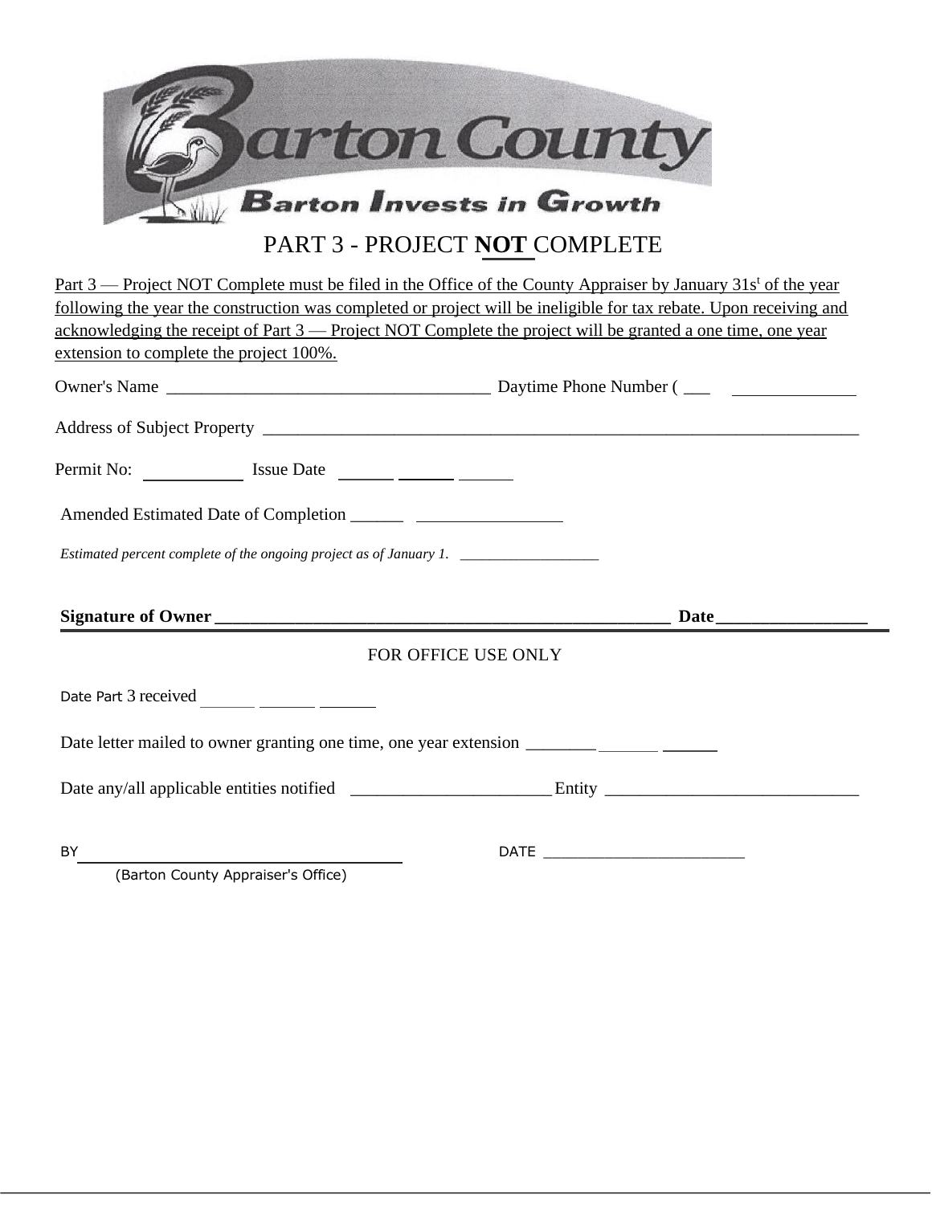# PART 3 - PROJECT **NOT** COMPLETE

Part 3 — Project NOT Complete must be filed in the Office of the County Appraiser by January 31st of the year following the year the construction was completed or project will be ineligible for tax rebate. Upon receiving and acknowledging the receipt of Part 3 — Project NOT Complete the project will be granted a one time, one year extension to complete the project 100%.

Owner's Name ______________________________________ Daytime Phone Number ( ___ ______________

Address of Subject Property _______________________________________________________________________

Permit No: ___________ Issue Date ______ ______ ______

Amended Estimated Date of Completion ______ _________________

*Estimated percent complete of the ongoing project as of January 1.* __________________

**Signature of Owner** ______________________________________________________ **Date** _________________

FOR OFFICE USE ONLY

Date Part 3 received ______ ______ ______

Date letter mailed to owner granting one time, one year extension ________ ______ ______

Date any/all applicable entities notified _______________________ Entity _____________________________

BY ____________________________________ DATE ________________________

(Barton County Appraiser's Office)